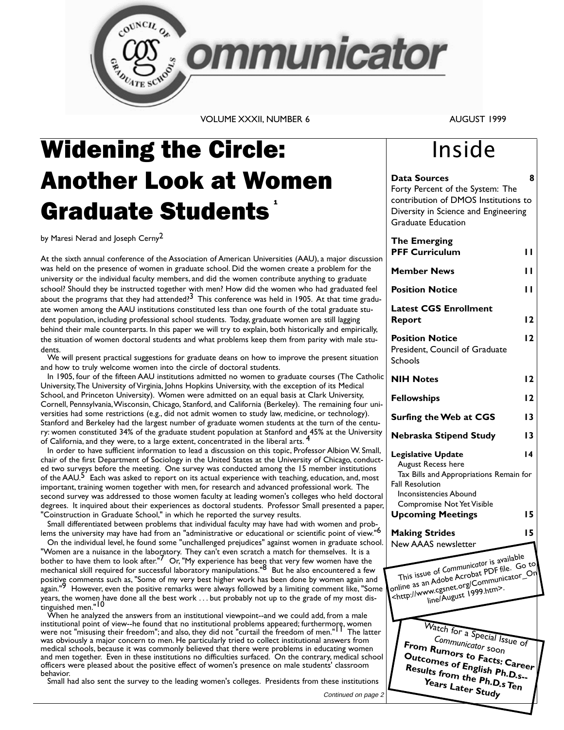# Communicator

VOLUME XXXII, NUMBER 6 AUGUST 1999

# Widening the Circle: Another Look at Women Graduate Students [1]

by Maresi Nerad and Joseph Cerny[2]

At the sixth annual conference of the Association of American Universities (AAU), a major discussion was held on the presence of women in graduate school. Did the women create a problem for the university or the individual faculty members, and did the women contribute anything to graduate school? Should they be instructed together with men? How did the women who had graduated feel about the programs that they had attended?[3] This conference was held in 1905. At that time graduate women among the AAU institutions constituted less than one fourth of the total graduate student population, including professional school students. Today, graduate women are still lagging behind their male counterparts. In this paper we will try to explain, both historically and empirically, the situation of women doctoral students and what problems keep them from parity with male students.

We will present practical suggestions for graduate deans on how to improve the present situation and how to truly welcome women into the circle of doctoral students.

In 1905, four of the fifteen AAU institutions admitted no women to graduate courses (The Catholic University, The University of Virginia, Johns Hopkins University, with the exception of its Medical School, and Princeton University). Women were admitted on an equal basis at Clark University, Cornell, Pennsylvania, Wisconsin, Chicago, Stanford, and California (Berkeley). The remaining four universities had some restrictions (e.g., did not admit women to study law, medicine, or technology). Stanford and Berkeley had the largest number of graduate women students at the turn of the century: women constituted 34% of the graduate student population at Stanford and 45% at the University of California, and they were, to a large extent, concentrated in the liberal arts.[4]

In order to have sufficient information to lead a discussion on this topic, Professor Albion W. Small, chair of the first Department of Sociology in the United States at the University of Chicago, conducted two surveys before the meeting. One survey was conducted among the 15 member institutions of the AAU.[5] Each was asked to report on its actual experience with teaching, education, and, most important, training women together with men, for research and advanced professional work. The second survey was addressed to those women faculty at leading women's colleges who held doctoral degrees. It inquired about their experiences as doctoral students. Professor Small presented a paper, "Coinstruction in Graduate School," in which he reported the survey results.

Small differentiated between problems that individual faculty may have had with women and problems the university may have had from an "administrative or educational or scientific point of view."[6]

On the individual level, he found some "unchallenged prejudices" against women in graduate school. "Women are a nuisance in the laboratory. They can't even scratch a match for themselves. It is a bother to have them to look after."[7] Or, "My experience has been that very few women have the mechanical skill required for successful laboratory manipulations."[8] But he also encountered a few positive comments such as, "Some of my very best higher work has been done by women again and again."[9] However, even the positive remarks were always followed by a limiting comment like, "Some years, the women have done all the best work . . . but probably not up to the grade of my most distinguished men."[10]

When he analyzed the answers from an institutional viewpoint--and we could add, from a male institutional point of view--he found that no institutional problems appeared; furthermore, women were not "misusing their freedom"; and also, they did not "curtail the freedom of men."[11] The latter was obviously a major concern to men. He particularly tried to collect institutional answers from medical schools, because it was commonly believed that there were problems in educating women and men together. Even in these institutions no difficulties surfaced. On the contrary, medical school officers were pleased about the positive effect of women's presence on male students' classroom behavior.

Small had also sent the survey to the leading women's colleges. Presidents from these institutions

*Continued on page 2*

## Inside

| | |
|---|---|
| **Data Sources** Forty Percent of the System: The contribution of DMOS Institutions to Diversity in Science and Engineering Graduate Education | **8** |
| **The Emerging PFF Curriculum** | **11** |
| **Member News** | **11** |
| **Position Notice** | **11** |
| **Latest CGS Enrollment Report** | **12** |
| **Position Notice** President, Council of Graduate Schools | **12** |
| **NIH Notes** | **12** |
| **Fellowships** | **12** |
| **Surfing the Web at CGS** | **13** |
| **Nebraska Stipend Study** | **13** |
| **Legislative Update** August Recess here; Tax Bills and Appropriations Remain for Fall Resolution; Inconsistencies Abound; Compromise Not Yet Visible | **14** |
| **Upcoming Meetings** | **15** |
| **Making Strides** New AAAS newsletter | **15** |

This issue of *Communicator* is available online as an Adobe Acrobat PDF file. Go to <http://www.cgsnet.org/Communicator_Online/August 1999.htm>.

Watch for a Special Issue of *Communicator* soon
**From Rumors to Facts: Career Outcomes of English Ph.D.s--Results from the Ph.D.s Ten Years Later Study**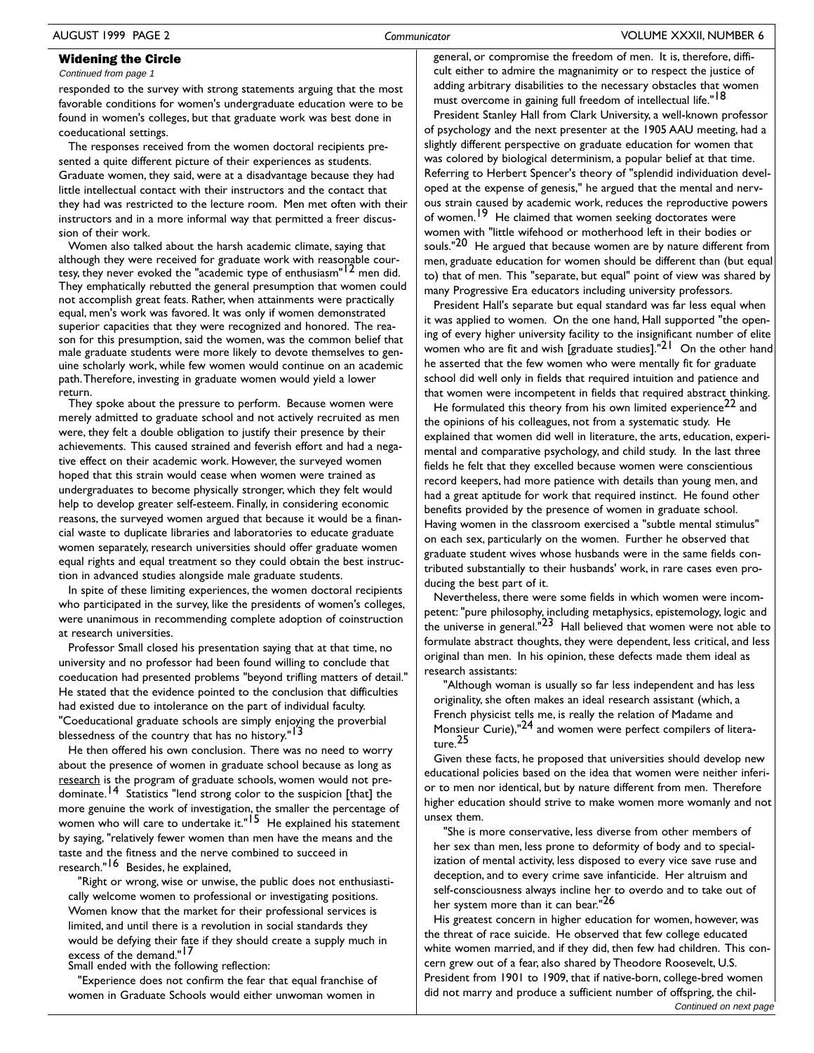### Widening the Circle

*Continued from page 1*

responded to the survey with strong statements arguing that the most favorable conditions for women's undergraduate education were to be found in women's colleges, but that graduate work was best done in coeducational settings.

The responses received from the women doctoral recipients presented a quite different picture of their experiences as students. Graduate women, they said, were at a disadvantage because they had little intellectual contact with their instructors and the contact that they had was restricted to the lecture room. Men met often with their instructors and in a more informal way that permitted a freer discussion of their work.

Women also talked about the harsh academic climate, saying that although they were received for graduate work with reasonable courtesy, they never evoked the "academic type of enthusiasm"[12] men did. They emphatically rebutted the general presumption that women could not accomplish great feats. Rather, when attainments were practically equal, men's work was favored. It was only if women demonstrated superior capacities that they were recognized and honored. The reason for this presumption, said the women, was the common belief that male graduate students were more likely to devote themselves to genuine scholarly work, while few women would continue on an academic path. Therefore, investing in graduate women would yield a lower return.

They spoke about the pressure to perform. Because women were merely admitted to graduate school and not actively recruited as men were, they felt a double obligation to justify their presence by their achievements. This caused strained and feverish effort and had a negative effect on their academic work. However, the surveyed women hoped that this strain would cease when women were trained as undergraduates to become physically stronger, which they felt would help to develop greater self-esteem. Finally, in considering economic reasons, the surveyed women argued that because it would be a financial waste to duplicate libraries and laboratories to educate graduate women separately, research universities should offer graduate women equal rights and equal treatment so they could obtain the best instruction in advanced studies alongside male graduate students.

In spite of these limiting experiences, the women doctoral recipients who participated in the survey, like the presidents of women's colleges, were unanimous in recommending complete adoption of coinstruction at research universities.

Professor Small closed his presentation saying that at that time, no university and no professor had been found willing to conclude that coeducation had presented problems "beyond trifling matters of detail." He stated that the evidence pointed to the conclusion that difficulties had existed due to intolerance on the part of individual faculty. "Coeducational graduate schools are simply enjoying the proverbial blessedness of the country that has no history."[13]

He then offered his own conclusion. There was no need to worry about the presence of women in graduate school because as long as research is the program of graduate schools, women would not predominate.[14] Statistics "lend strong color to the suspicion [that] the more genuine the work of investigation, the smaller the percentage of women who will care to undertake it."[15] He explained his statement by saying, "relatively fewer women than men have the means and the taste and the fitness and the nerve combined to succeed in research."[16] Besides, he explained,

> "Right or wrong, wise or unwise, the public does not enthusiastically welcome women to professional or investigating positions. Women know that the market for their professional services is limited, and until there is a revolution in social standards they would be defying their fate if they should create a supply much in excess of the demand."[17]

Small ended with the following reflection:

> "Experience does not confirm the fear that equal franchise of women in Graduate Schools would either unwoman women in general, or compromise the freedom of men. It is, therefore, difficult either to admire the magnanimity or to respect the justice of adding arbitrary disabilities to the necessary obstacles that women must overcome in gaining full freedom of intellectual life."[18]

President Stanley Hall from Clark University, a well-known professor of psychology and the next presenter at the 1905 AAU meeting, had a slightly different perspective on graduate education for women that was colored by biological determinism, a popular belief at that time. Referring to Herbert Spencer's theory of "splendid individuation developed at the expense of genesis," he argued that the mental and nervous strain caused by academic work, reduces the reproductive powers of women.[19] He claimed that women seeking doctorates were women with "little wifehood or motherhood left in their bodies or souls."[20] He argued that because women are by nature different from men, graduate education for women should be different than (but equal to) that of men. This "separate, but equal" point of view was shared by many Progressive Era educators including university professors.

President Hall's separate but equal standard was far less equal when it was applied to women. On the one hand, Hall supported "the opening of every higher university facility to the insignificant number of elite women who are fit and wish [graduate studies]."[21] On the other hand he asserted that the few women who were mentally fit for graduate school did well only in fields that required intuition and patience and that women were incompetent in fields that required abstract thinking.

He formulated this theory from his own limited experience[22] and the opinions of his colleagues, not from a systematic study. He explained that women did well in literature, the arts, education, experimental and comparative psychology, and child study. In the last three fields he felt that they excelled because women were conscientious record keepers, had more patience with details than young men, and had a great aptitude for work that required instinct. He found other benefits provided by the presence of women in graduate school. Having women in the classroom exercised a "subtle mental stimulus" on each sex, particularly on the women. Further he observed that graduate student wives whose husbands were in the same fields contributed substantially to their husbands' work, in rare cases even producing the best part of it.

Nevertheless, there were some fields in which women were incompetent: "pure philosophy, including metaphysics, epistemology, logic and the universe in general."[23] Hall believed that women were not able to formulate abstract thoughts, they were dependent, less critical, and less original than men. In his opinion, these defects made them ideal as research assistants:

> "Although woman is usually so far less independent and has less originality, she often makes an ideal research assistant (which, a French physicist tells me, is really the relation of Madame and Monsieur Curie),"[24] and women were perfect compilers of literature.[25]

Given these facts, he proposed that universities should develop new educational policies based on the idea that women were neither inferior to men nor identical, but by nature different from men. Therefore higher education should strive to make women more womanly and not unsex them.

> "She is more conservative, less diverse from other members of her sex than men, less prone to deformity of body and to specialization of mental activity, less disposed to every vice save ruse and deception, and to every crime save infanticide. Her altruism and self-consciousness always incline her to overdo and to take out of her system more than it can bear."[26]

His greatest concern in higher education for women, however, was the threat of race suicide. He observed that few college educated white women married, and if they did, then few had children. This concern grew out of a fear, also shared by Theodore Roosevelt, U.S. President from 1901 to 1909, that if native-born, college-bred women did not marry and produce a sufficient number of offspring, the chil-

*Continued on next page*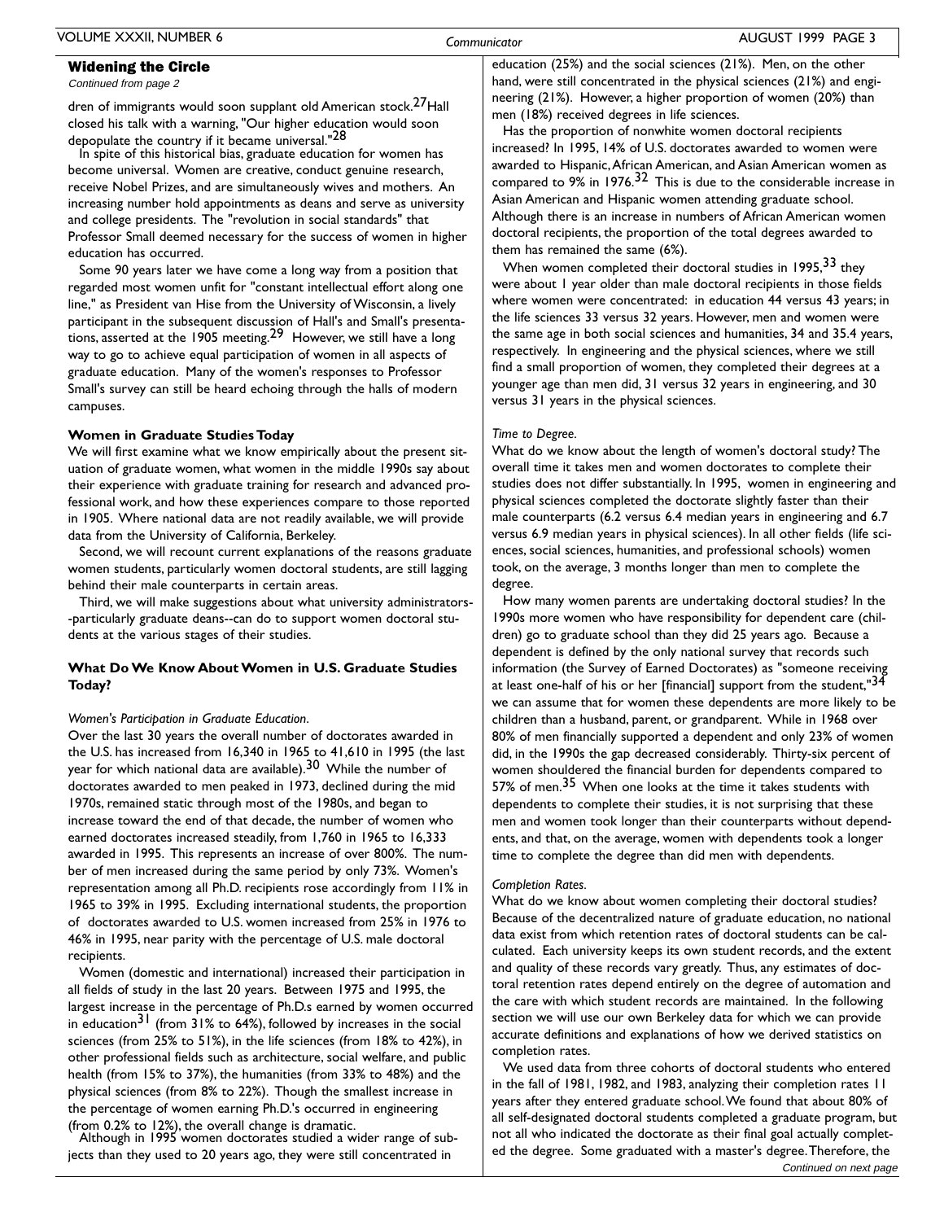### Widening the Circle

*Continued from page 2*

dren of immigrants would soon supplant old American stock.[27] Hall closed his talk with a warning, "Our higher education would soon depopulate the country if it became universal."[28]

In spite of this historical bias, graduate education for women has become universal. Women are creative, conduct genuine research, receive Nobel Prizes, and are simultaneously wives and mothers. An increasing number hold appointments as deans and serve as university and college presidents. The "revolution in social standards" that Professor Small deemed necessary for the success of women in higher education has occurred.

Some 90 years later we have come a long way from a position that regarded most women unfit for "constant intellectual effort along one line," as President van Hise from the University of Wisconsin, a lively participant in the subsequent discussion of Hall's and Small's presentations, asserted at the 1905 meeting.[29] However, we still have a long way to go to achieve equal participation of women in all aspects of graduate education. Many of the women's responses to Professor Small's survey can still be heard echoing through the halls of modern campuses.

**Women in Graduate Studies Today**

We will first examine what we know empirically about the present situation of graduate women, what women in the middle 1990s say about their experience with graduate training for research and advanced professional work, and how these experiences compare to those reported in 1905. Where national data are not readily available, we will provide data from the University of California, Berkeley.

Second, we will recount current explanations of the reasons graduate women students, particularly women doctoral students, are still lagging behind their male counterparts in certain areas.

Third, we will make suggestions about what university administrators--particularly graduate deans--can do to support women doctoral students at the various stages of their studies.

**What Do We Know About Women in U.S. Graduate Studies Today?**

*Women's Participation in Graduate Education.*

Over the last 30 years the overall number of doctorates awarded in the U.S. has increased from 16,340 in 1965 to 41,610 in 1995 (the last year for which national data are available).[30] While the number of doctorates awarded to men peaked in 1973, declined during the mid 1970s, remained static through most of the 1980s, and began to increase toward the end of that decade, the number of women who earned doctorates increased steadily, from 1,760 in 1965 to 16,333 awarded in 1995. This represents an increase of over 800%. The number of men increased during the same period by only 73%. Women's representation among all Ph.D. recipients rose accordingly from 11% in 1965 to 39% in 1995. Excluding international students, the proportion of doctorates awarded to U.S. women increased from 25% in 1976 to 46% in 1995, near parity with the percentage of U.S. male doctoral recipients.

Women (domestic and international) increased their participation in all fields of study in the last 20 years. Between 1975 and 1995, the largest increase in the percentage of Ph.D.s earned by women occurred in education[31] (from 31% to 64%), followed by increases in the social sciences (from 25% to 51%), in the life sciences (from 18% to 42%), in other professional fields such as architecture, social welfare, and public health (from 15% to 37%), the humanities (from 33% to 48%) and the physical sciences (from 8% to 22%). Though the smallest increase in the percentage of women earning Ph.D.'s occurred in engineering (from 0.2% to 12%), the overall change is dramatic.

Although in 1995 women doctorates studied a wider range of subjects than they used to 20 years ago, they were still concentrated in education (25%) and the social sciences (21%). Men, on the other hand, were still concentrated in the physical sciences (21%) and engineering (21%). However, a higher proportion of women (20%) than men (18%) received degrees in life sciences.

Has the proportion of nonwhite women doctoral recipients increased? In 1995, 14% of U.S. doctorates awarded to women were awarded to Hispanic, African American, and Asian American women as compared to 9% in 1976.[32] This is due to the considerable increase in Asian American and Hispanic women attending graduate school. Although there is an increase in numbers of African American women doctoral recipients, the proportion of the total degrees awarded to them has remained the same (6%).

When women completed their doctoral studies in 1995,[33] they were about 1 year older than male doctoral recipients in those fields where women were concentrated: in education 44 versus 43 years; in the life sciences 33 versus 32 years. However, men and women were the same age in both social sciences and humanities, 34 and 35.4 years, respectively. In engineering and the physical sciences, where we still find a small proportion of women, they completed their degrees at a younger age than men did, 31 versus 32 years in engineering, and 30 versus 31 years in the physical sciences.

*Time to Degree.*

What do we know about the length of women's doctoral study? The overall time it takes men and women doctorates to complete their studies does not differ substantially. In 1995, women in engineering and physical sciences completed the doctorate slightly faster than their male counterparts (6.2 versus 6.4 median years in engineering and 6.7 versus 6.9 median years in physical sciences). In all other fields (life sciences, social sciences, humanities, and professional schools) women took, on the average, 3 months longer than men to complete the degree.

How many women parents are undertaking doctoral studies? In the 1990s more women who have responsibility for dependent care (children) go to graduate school than they did 25 years ago. Because a dependent is defined by the only national survey that records such information (the Survey of Earned Doctorates) as "someone receiving at least one-half of his or her [financial] support from the student,"[34] we can assume that for women these dependents are more likely to be children than a husband, parent, or grandparent. While in 1968 over 80% of men financially supported a dependent and only 23% of women did, in the 1990s the gap decreased considerably. Thirty-six percent of women shouldered the financial burden for dependents compared to 57% of men.[35] When one looks at the time it takes students with dependents to complete their studies, it is not surprising that these men and women took longer than their counterparts without dependents, and that, on the average, women with dependents took a longer time to complete the degree than did men with dependents.

*Completion Rates.*

What do we know about women completing their doctoral studies? Because of the decentralized nature of graduate education, no national data exist from which retention rates of doctoral students can be calculated. Each university keeps its own student records, and the extent and quality of these records vary greatly. Thus, any estimates of doctoral retention rates depend entirely on the degree of automation and the care with which student records are maintained. In the following section we will use our own Berkeley data for which we can provide accurate definitions and explanations of how we derived statistics on completion rates.

We used data from three cohorts of doctoral students who entered in the fall of 1981, 1982, and 1983, analyzing their completion rates 11 years after they entered graduate school. We found that about 80% of all self-designated doctoral students completed a graduate program, but not all who indicated the doctorate as their final goal actually completed the degree. Some graduated with a master's degree. Therefore, the

*Continued on next page*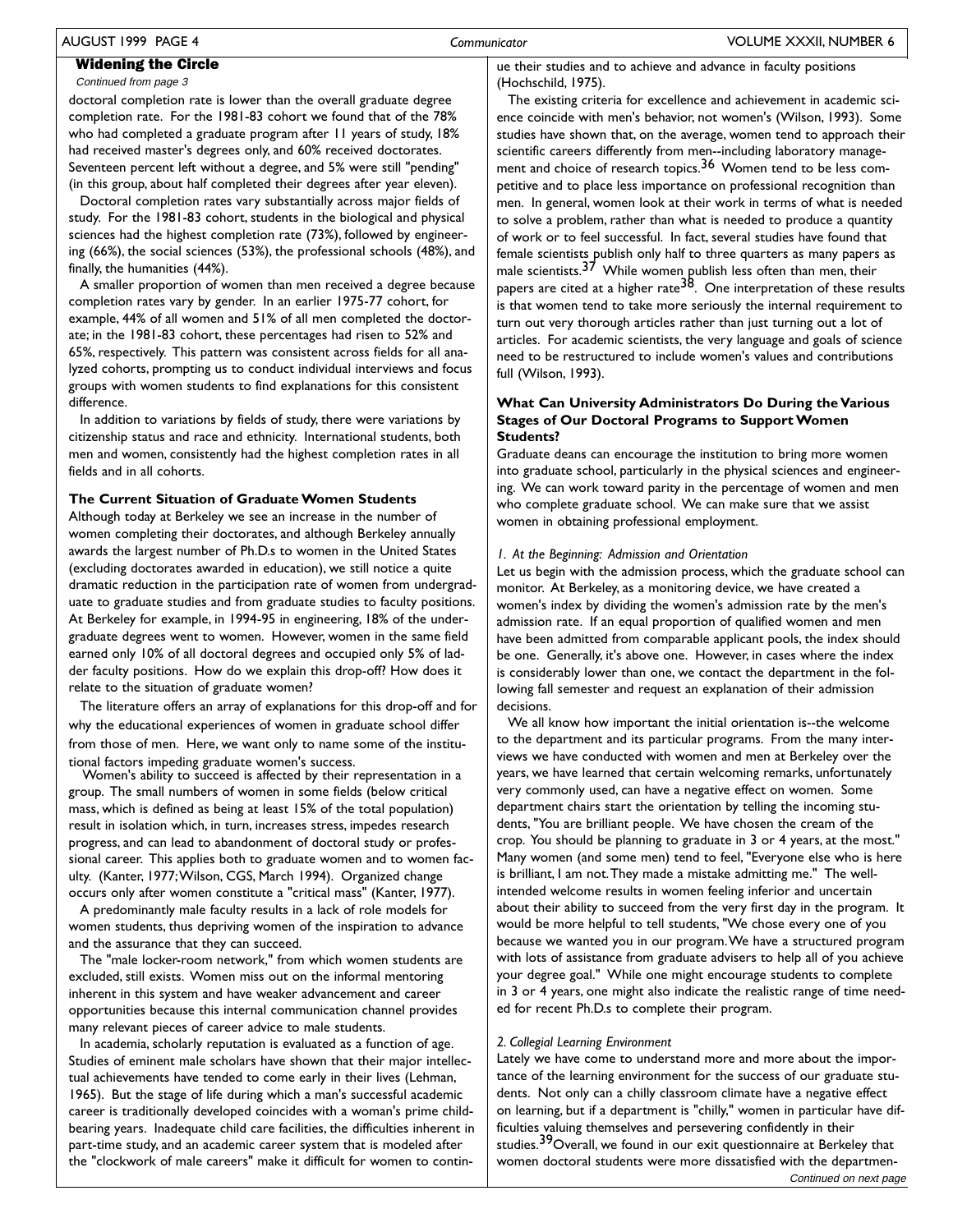## Widening the Circle

*Continued from page 3*

doctoral completion rate is lower than the overall graduate degree completion rate. For the 1981-83 cohort we found that of the 78% who had completed a graduate program after 11 years of study, 18% had received master's degrees only, and 60% received doctorates. Seventeen percent left without a degree, and 5% were still "pending" (in this group, about half completed their degrees after year eleven).

Doctoral completion rates vary substantially across major fields of study. For the 1981-83 cohort, students in the biological and physical sciences had the highest completion rate (73%), followed by engineering (66%), the social sciences (53%), the professional schools (48%), and finally, the humanities (44%).

A smaller proportion of women than men received a degree because completion rates vary by gender. In an earlier 1975-77 cohort, for example, 44% of all women and 51% of all men completed the doctorate; in the 1981-83 cohort, these percentages had risen to 52% and 65%, respectively. This pattern was consistent across fields for all analyzed cohorts, prompting us to conduct individual interviews and focus groups with women students to find explanations for this consistent difference.

In addition to variations by fields of study, there were variations by citizenship status and race and ethnicity. International students, both men and women, consistently had the highest completion rates in all fields and in all cohorts.

### The Current Situation of Graduate Women Students

Although today at Berkeley we see an increase in the number of women completing their doctorates, and although Berkeley annually awards the largest number of Ph.D.s to women in the United States (excluding doctorates awarded in education), we still notice a quite dramatic reduction in the participation rate of women from undergraduate to graduate studies and from graduate studies to faculty positions. At Berkeley for example, in 1994-95 in engineering, 18% of the undergraduate degrees went to women. However, women in the same field earned only 10% of all doctoral degrees and occupied only 5% of ladder faculty positions. How do we explain this drop-off? How does it relate to the situation of graduate women?

The literature offers an array of explanations for this drop-off and for why the educational experiences of women in graduate school differ from those of men. Here, we want only to name some of the institutional factors impeding graduate women's success.

Women's ability to succeed is affected by their representation in a group. The small numbers of women in some fields (below critical mass, which is defined as being at least 15% of the total population) result in isolation which, in turn, increases stress, impedes research progress, and can lead to abandonment of doctoral study or professional career. This applies both to graduate women and to women faculty. (Kanter, 1977; Wilson, CGS, March 1994). Organized change occurs only after women constitute a "critical mass" (Kanter, 1977).

A predominantly male faculty results in a lack of role models for women students, thus depriving women of the inspiration to advance and the assurance that they can succeed.

The "male locker-room network," from which women students are excluded, still exists. Women miss out on the informal mentoring inherent in this system and have weaker advancement and career opportunities because this internal communication channel provides many relevant pieces of career advice to male students.

In academia, scholarly reputation is evaluated as a function of age. Studies of eminent male scholars have shown that their major intellectual achievements have tended to come early in their lives (Lehman, 1965). But the stage of life during which a man's successful academic career is traditionally developed coincides with a woman's prime childbearing years. Inadequate child care facilities, the difficulties inherent in part-time study, and an academic career system that is modeled after the "clockwork of male careers" make it difficult for women to continue their studies and to achieve and advance in faculty positions (Hochschild, 1975).

The existing criteria for excellence and achievement in academic science coincide with men's behavior, not women's (Wilson, 1993). Some studies have shown that, on the average, women tend to approach their scientific careers differently from men--including laboratory management and choice of research topics.[36] Women tend to be less competitive and to place less importance on professional recognition than men. In general, women look at their work in terms of what is needed to solve a problem, rather than what is needed to produce a quantity of work or to feel successful. In fact, several studies have found that female scientists publish only half to three quarters as many papers as male scientists.[37] While women publish less often than men, their papers are cited at a higher rate[38]. One interpretation of these results is that women tend to take more seriously the internal requirement to turn out very thorough articles rather than just turning out a lot of articles. For academic scientists, the very language and goals of science need to be restructured to include women's values and contributions full (Wilson, 1993).

### What Can University Administrators Do During the Various Stages of Our Doctoral Programs to Support Women Students?

Graduate deans can encourage the institution to bring more women into graduate school, particularly in the physical sciences and engineering. We can work toward parity in the percentage of women and men who complete graduate school. We can make sure that we assist women in obtaining professional employment.

*1. At the Beginning: Admission and Orientation*

Let us begin with the admission process, which the graduate school can monitor. At Berkeley, as a monitoring device, we have created a women's index by dividing the women's admission rate by the men's admission rate. If an equal proportion of qualified women and men have been admitted from comparable applicant pools, the index should be one. Generally, it's above one. However, in cases where the index is considerably lower than one, we contact the department in the following fall semester and request an explanation of their admission decisions.

We all know how important the initial orientation is--the welcome to the department and its particular programs. From the many interviews we have conducted with women and men at Berkeley over the years, we have learned that certain welcoming remarks, unfortunately very commonly used, can have a negative effect on women. Some department chairs start the orientation by telling the incoming students, "You are brilliant people. We have chosen the cream of the crop. You should be planning to graduate in 3 or 4 years, at the most." Many women (and some men) tend to feel, "Everyone else who is here is brilliant, I am not. They made a mistake admitting me." The well-intended welcome results in women feeling inferior and uncertain about their ability to succeed from the very first day in the program. It would be more helpful to tell students, "We chose every one of you because we wanted you in our program. We have a structured program with lots of assistance from graduate advisers to help all of you achieve your degree goal." While one might encourage students to complete in 3 or 4 years, one might also indicate the realistic range of time needed for recent Ph.D.s to complete their program.

*2. Collegial Learning Environment*

Lately we have come to understand more and more about the importance of the learning environment for the success of our graduate students. Not only can a chilly classroom climate have a negative effect on learning, but if a department is "chilly," women in particular have difficulties valuing themselves and persevering confidently in their studies.[39] Overall, we found in our exit questionnaire at Berkeley that women doctoral students were more dissatisfied with the departmen-

*Continued on next page*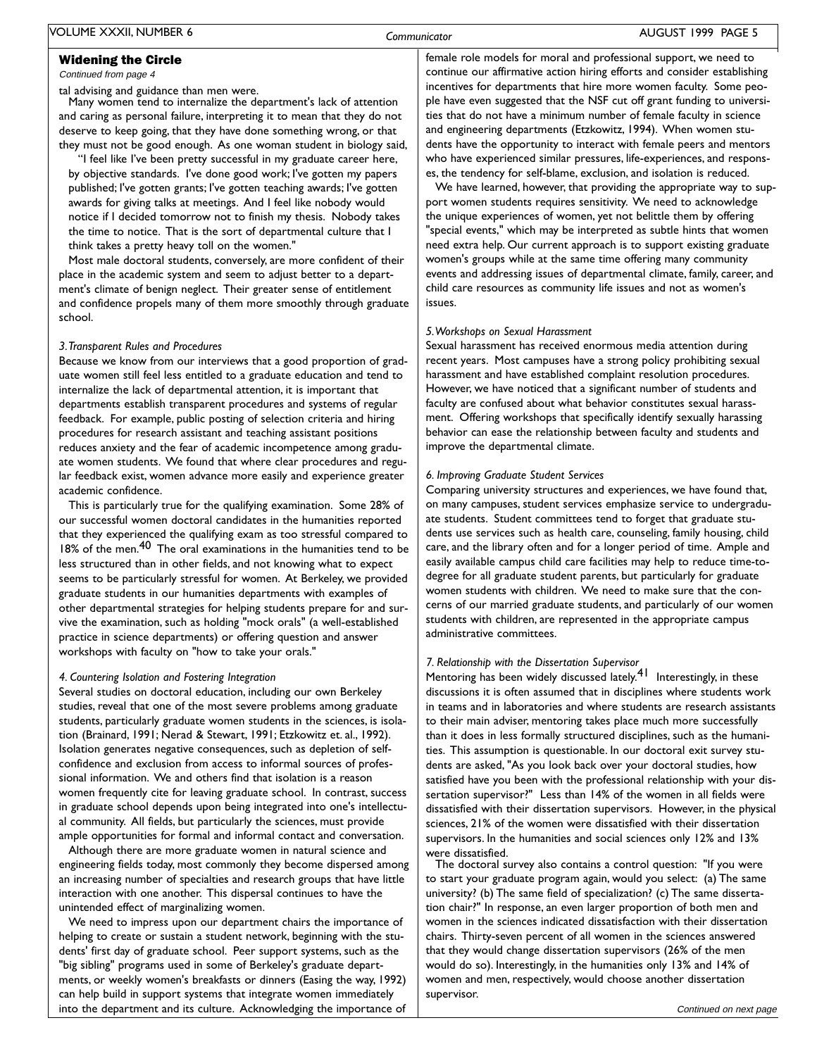### Widening the Circle

*Continued from page 4*

tal advising and guidance than men were.

Many women tend to internalize the department's lack of attention and caring as personal failure, interpreting it to mean that they do not deserve to keep going, that they have done something wrong, or that they must not be good enough. As one woman student in biology said,

> "I feel like I've been pretty successful in my graduate career here, by objective standards. I've done good work; I've gotten my papers published; I've gotten grants; I've gotten teaching awards; I've gotten awards for giving talks at meetings. And I feel like nobody would notice if I decided tomorrow not to finish my thesis. Nobody takes the time to notice. That is the sort of departmental culture that I think takes a pretty heavy toll on the women."

Most male doctoral students, conversely, are more confident of their place in the academic system and seem to adjust better to a department's climate of benign neglect. Their greater sense of entitlement and confidence propels many of them more smoothly through graduate school.

*3. Transparent Rules and Procedures*

Because we know from our interviews that a good proportion of graduate women still feel less entitled to a graduate education and tend to internalize the lack of departmental attention, it is important that departments establish transparent procedures and systems of regular feedback. For example, public posting of selection criteria and hiring procedures for research assistant and teaching assistant positions reduces anxiety and the fear of academic incompetence among graduate women students. We found that where clear procedures and regular feedback exist, women advance more easily and experience greater academic confidence.

This is particularly true for the qualifying examination. Some 28% of our successful women doctoral candidates in the humanities reported that they experienced the qualifying exam as too stressful compared to 18% of the men.[40] The oral examinations in the humanities tend to be less structured than in other fields, and not knowing what to expect seems to be particularly stressful for women. At Berkeley, we provided graduate students in our humanities departments with examples of other departmental strategies for helping students prepare for and survive the examination, such as holding "mock orals" (a well-established practice in science departments) or offering question and answer workshops with faculty on "how to take your orals."

*4. Countering Isolation and Fostering Integration*

Several studies on doctoral education, including our own Berkeley studies, reveal that one of the most severe problems among graduate students, particularly graduate women students in the sciences, is isolation (Brainard, 1991; Nerad & Stewart, 1991; Etzkowitz et. al., 1992). Isolation generates negative consequences, such as depletion of self-confidence and exclusion from access to informal sources of professional information. We and others find that isolation is a reason women frequently cite for leaving graduate school. In contrast, success in graduate school depends upon being integrated into one's intellectual community. All fields, but particularly the sciences, must provide ample opportunities for formal and informal contact and conversation.

Although there are more graduate women in natural science and engineering fields today, most commonly they become dispersed among an increasing number of specialties and research groups that have little interaction with one another. This dispersal continues to have the unintended effect of marginalizing women.

We need to impress upon our department chairs the importance of helping to create or sustain a student network, beginning with the students' first day of graduate school. Peer support systems, such as the "big sibling" programs used in some of Berkeley's graduate departments, or weekly women's breakfasts or dinners (Easing the way, 1992) can help build in support systems that integrate women immediately into the department and its culture. Acknowledging the importance of female role models for moral and professional support, we need to continue our affirmative action hiring efforts and consider establishing incentives for departments that hire more women faculty. Some people have even suggested that the NSF cut off grant funding to universities that do not have a minimum number of female faculty in science and engineering departments (Etzkowitz, 1994). When women students have the opportunity to interact with female peers and mentors who have experienced similar pressures, life-experiences, and responses, the tendency for self-blame, exclusion, and isolation is reduced.

We have learned, however, that providing the appropriate way to support women students requires sensitivity. We need to acknowledge the unique experiences of women, yet not belittle them by offering "special events," which may be interpreted as subtle hints that women need extra help. Our current approach is to support existing graduate women's groups while at the same time offering many community events and addressing issues of departmental climate, family, career, and child care resources as community life issues and not as women's issues.

*5. Workshops on Sexual Harassment*

Sexual harassment has received enormous media attention during recent years. Most campuses have a strong policy prohibiting sexual harassment and have established complaint resolution procedures. However, we have noticed that a significant number of students and faculty are confused about what behavior constitutes sexual harassment. Offering workshops that specifically identify sexually harassing behavior can ease the relationship between faculty and students and improve the departmental climate.

*6. Improving Graduate Student Services*

Comparing university structures and experiences, we have found that, on many campuses, student services emphasize service to undergraduate students. Student committees tend to forget that graduate students use services such as health care, counseling, family housing, child care, and the library often and for a longer period of time. Ample and easily available campus child care facilities may help to reduce time-to-degree for all graduate student parents, but particularly for graduate women students with children. We need to make sure that the concerns of our married graduate students, and particularly of our women students with children, are represented in the appropriate campus administrative committees.

*7. Relationship with the Dissertation Supervisor*

Mentoring has been widely discussed lately.[41] Interestingly, in these discussions it is often assumed that in disciplines where students work in teams and in laboratories and where students are research assistants to their main adviser, mentoring takes place much more successfully than it does in less formally structured disciplines, such as the humanities. This assumption is questionable. In our doctoral exit survey students are asked, "As you look back over your doctoral studies, how satisfied have you been with the professional relationship with your dissertation supervisor?" Less than 14% of the women in all fields were dissatisfied with their dissertation supervisors. However, in the physical sciences, 21% of the women were dissatisfied with their dissertation supervisors. In the humanities and social sciences only 12% and 13% were dissatisfied.

The doctoral survey also contains a control question: "If you were to start your graduate program again, would you select: (a) The same university? (b) The same field of specialization? (c) The same dissertation chair?" In response, an even larger proportion of both men and women in the sciences indicated dissatisfaction with their dissertation chairs. Thirty-seven percent of all women in the sciences answered that they would change dissertation supervisors (26% of the men would do so). Interestingly, in the humanities only 13% and 14% of women and men, respectively, would choose another dissertation supervisor.

*Continued on next page*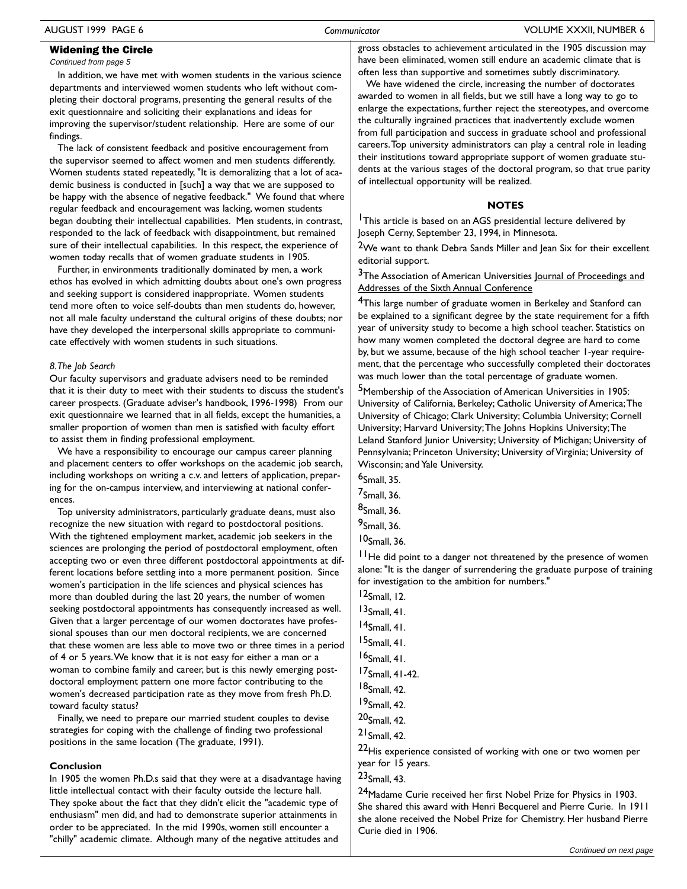## Widening the Circle

*Continued from page 5*

In addition, we have met with women students in the various science departments and interviewed women students who left without completing their doctoral programs, presenting the general results of the exit questionnaire and soliciting their explanations and ideas for improving the supervisor/student relationship. Here are some of our findings.

The lack of consistent feedback and positive encouragement from the supervisor seemed to affect women and men students differently. Women students stated repeatedly, "It is demoralizing that a lot of academic business is conducted in [such] a way that we are supposed to be happy with the absence of negative feedback." We found that where regular feedback and encouragement was lacking, women students began doubting their intellectual capabilities. Men students, in contrast, responded to the lack of feedback with disappointment, but remained sure of their intellectual capabilities. In this respect, the experience of women today recalls that of women graduate students in 1905.

Further, in environments traditionally dominated by men, a work ethos has evolved in which admitting doubts about one's own progress and seeking support is considered inappropriate. Women students tend more often to voice self-doubts than men students do, however, not all male faculty understand the cultural origins of these doubts; nor have they developed the interpersonal skills appropriate to communicate effectively with women students in such situations.

*8. The Job Search*

Our faculty supervisors and graduate advisers need to be reminded that it is their duty to meet with their students to discuss the student's career prospects. (Graduate adviser's handbook, 1996-1998) From our exit questionnaire we learned that in all fields, except the humanities, a smaller proportion of women than men is satisfied with faculty effort to assist them in finding professional employment.

We have a responsibility to encourage our campus career planning and placement centers to offer workshops on the academic job search, including workshops on writing a c.v. and letters of application, preparing for the on-campus interview, and interviewing at national conferences.

Top university administrators, particularly graduate deans, must also recognize the new situation with regard to postdoctoral positions. With the tightened employment market, academic job seekers in the sciences are prolonging the period of postdoctoral employment, often accepting two or even three different postdoctoral appointments at different locations before settling into a more permanent position. Since women's participation in the life sciences and physical sciences has more than doubled during the last 20 years, the number of women seeking postdoctoral appointments has consequently increased as well. Given that a larger percentage of our women doctorates have professional spouses than our men doctoral recipients, we are concerned that these women are less able to move two or three times in a period of 4 or 5 years. We know that it is not easy for either a man or a woman to combine family and career, but is this newly emerging postdoctoral employment pattern one more factor contributing to the women's decreased participation rate as they move from fresh Ph.D. toward faculty status?

Finally, we need to prepare our married student couples to devise strategies for coping with the challenge of finding two professional positions in the same location (The graduate, 1991).

### Conclusion

In 1905 the women Ph.D.s said that they were at a disadvantage having little intellectual contact with their faculty outside the lecture hall. They spoke about the fact that they didn't elicit the "academic type of enthusiasm" men did, and had to demonstrate superior attainments in order to be appreciated. In the mid 1990s, women still encounter a "chilly" academic climate. Although many of the negative attitudes and gross obstacles to achievement articulated in the 1905 discussion may have been eliminated, women still endure an academic climate that is often less than supportive and sometimes subtly discriminatory.

We have widened the circle, increasing the number of doctorates awarded to women in all fields, but we still have a long way to go to enlarge the expectations, further reject the stereotypes, and overcome the culturally ingrained practices that inadvertently exclude women from full participation and success in graduate school and professional careers. Top university administrators can play a central role in leading their institutions toward appropriate support of women graduate students at the various stages of the doctoral program, so that true parity of intellectual opportunity will be realized.

### NOTES

[1] This article is based on an AGS presidential lecture delivered by Joseph Cerny, September 23, 1994, in Minnesota.

[2] We want to thank Debra Sands Miller and Jean Six for their excellent editorial support.

[3] The Association of American Universities Journal of Proceedings and Addresses of the Sixth Annual Conference

[4] This large number of graduate women in Berkeley and Stanford can be explained to a significant degree by the state requirement for a fifth year of university study to become a high school teacher. Statistics on how many women completed the doctoral degree are hard to come by, but we assume, because of the high school teacher 1-year requirement, that the percentage who successfully completed their doctorates was much lower than the total percentage of graduate women.

[5] Membership of the Association of American Universities in 1905: University of California, Berkeley; Catholic University of America; The University of Chicago; Clark University; Columbia University; Cornell University; Harvard University; The Johns Hopkins University; The Leland Stanford Junior University; University of Michigan; University of Pennsylvania; Princeton University; University of Virginia; University of Wisconsin; and Yale University.

[6] Small, 35.

[7] Small, 36.

[8] Small, 36.

[9] Small, 36.

[10] Small, 36.

[11] He did point to a danger not threatened by the presence of women alone: "It is the danger of surrendering the graduate purpose of training for investigation to the ambition for numbers."

[12] Small, 12.

[13] Small, 41.

[14] Small, 41.

[15] Small, 41.

[16] Small, 41.

[17] Small, 41-42.

[18] Small, 42.

[19] Small, 42.

[20] Small, 42.

[21] Small, 42.

[22] His experience consisted of working with one or two women per year for 15 years.

[23] Small, 43.

[24] Madame Curie received her first Nobel Prize for Physics in 1903. She shared this award with Henri Becquerel and Pierre Curie. In 1911 she alone received the Nobel Prize for Chemistry. Her husband Pierre Curie died in 1906.

*Continued on next page*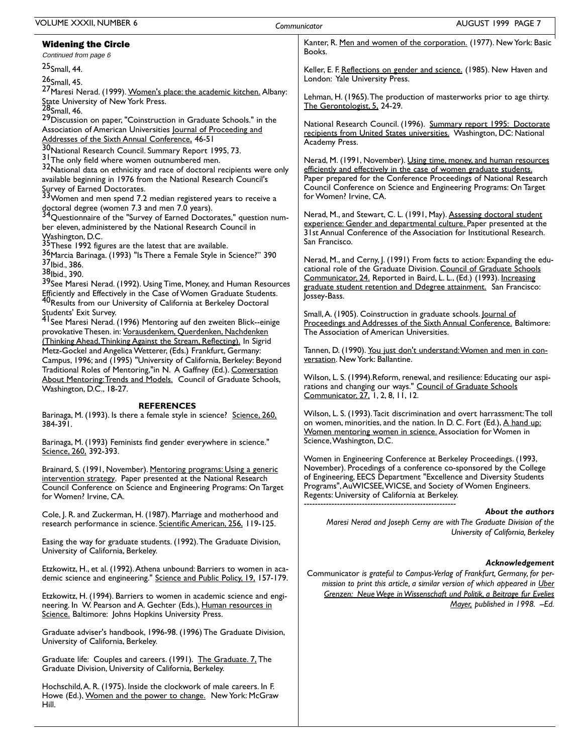### Widening the Circle

*Continued from page 6*

[25] Small, 44.

[26] Small, 45.

[27] Maresi Nerad. (1999). Women's place: the academic kitchen. Albany: State University of New York Press.

[28] Small, 46.

[29] Discussion on paper, "Coinstruction in Graduate Schools." in the Association of American Universities Journal of Proceeding and Addresses of the Sixth Annual Conference, 46-51

[30] National Research Council. Summary Report 1995, 73.

[31] The only field where women outnumbered men.

[32] National data on ethnicity and race of doctoral recipients were only available beginning in 1976 from the National Research Council's Survey of Earned Doctorates.

[33] Women and men spend 7.2 median registered years to receive a doctoral degree (women 7.3 and men 7.0 years).

[34] Questionnaire of the "Survey of Earned Doctorates," question number eleven, administered by the National Research Council in Washington, D.C.

[35] These 1992 figures are the latest that are available.

[36] Marcia Barinaga. (1993) "Is There a Female Style in Science?" 390

[37] Ibid., 386.

[38] Ibid., 390.

[39] See Maresi Nerad. (1992). Using Time, Money, and Human Resources Efficiently and Effectively in the Case of Women Graduate Students.

[40] Results from our University of California at Berkeley Doctoral Students' Exit Survey.

[41] See Maresi Nerad. (1996) Mentoring auf den zweiten Blick--einige provokative Thesen. in: Vorausdenkem, Querdenken, Nachdenken (Thinking Ahead, Thinking Against the Stream, Reflecting). In Sigrid Metz-Gockel and Angelica Wetterer, (Eds.) Frankfurt, Germany: Campus, 1996; and (1995) "University of California, Berkeley: Beyond Traditional Roles of Mentoring,"in N. A Gaffney (Ed.). Conversation About Mentoring: Trends and Models. Council of Graduate Schools, Washington, D.C., 18-27.

#### REFERENCES

Barinaga, M. (1993). Is there a female style in science? Science, 260, 384-391.

Barinaga, M. (1993) Feminists find gender everywhere in science." Science, 260, 392-393.

Brainard, S. (1991, November). Mentoring programs: Using a generic intervention strategy. Paper presented at the National Research Council Conference on Science and Engineering Programs: On Target for Women? Irvine, CA.

Cole, J. R. and Zuckerman, H. (1987). Marriage and motherhood and research performance in science. Scientific American, 256, 119-125.

Easing the way for graduate students. (1992). The Graduate Division, University of California, Berkeley.

Etzkowitz, H., et al. (1992). Athena unbound: Barriers to women in academic science and engineering." Science and Public Policy, 19, 157-179.

Etzkowitz, H. (1994). Barriers to women in academic science and engineering. In W. Pearson and A. Gechter (Eds.), Human resources in Science. Baltimore: Johns Hopkins University Press.

Graduate adviser's handbook, 1996-98. (1996) The Graduate Division, University of California, Berkeley.

Graduate life: Couples and careers. (1991). The Graduate. 7, The Graduate Division, University of California, Berkeley.

Hochschild, A. R. (1975). Inside the clockwork of male careers. In F. Howe (Ed.), Women and the power to change. New York: McGraw Hill.

Kanter, R. Men and women of the corporation. (1977). New York: Basic Books.

Keller, E. F. Reflections on gender and science. (1985). New Haven and London: Yale University Press.

Lehman, H. (1965). The production of masterworks prior to age thirty. The Gerontologist, 5, 24-29.

National Research Council. (1996). Summary report 1995: Doctorate recipients from United States universities. Washington, DC: National Academy Press.

Nerad, M. (1991, November). Using time, money, and human resources efficiently and effectively in the case of women graduate students. Paper prepared for the Conference Proceedings of National Research Council Conference on Science and Engineering Programs: On Target for Women? Irvine, CA.

Nerad, M., and Stewart, C. L. (1991, May). Assessing doctoral student experience: Gender and departmental culture. Paper presented at the 31st Annual Conference of the Association for Institutional Research. San Francisco.

Nerad, M., and Cerny, J. (1991) From facts to action: Expanding the educational role of the Graduate Division. Council of Graduate Schools Communicator, 24. Reported in Baird, L. L., (Ed.) (1993). Increasing graduate student retention and Ddegree attainment. San Francisco: Jossey-Bass.

Small, A. (1905). Coinstruction in graduate schools. Journal of Proceedings and Addresses of the Sixth Annual Conference. Baltimore: The Association of American Universities.

Tannen, D. (1990). You just don't understand: Women and men in conversation. New York: Ballantine.

Wilson, L. S. (1994). Reform, renewal, and resilience: Educating our aspirations and changing our ways." Council of Graduate Schools Communicator, 27, 1, 2, 8, 11, 12.

Wilson, L. S. (1993). Tacit discrimination and overt harrassment: The toll on women, minorities, and the nation. In D. C. Fort (Ed.), A hand up: Women mentoring women in science. Association for Women in Science, Washington, D.C.

Women in Engineering Conference at Berkeley Proceedings. (1993, November). Procedings of a conference co-sponsored by the College of Engineering, EECS Department "Excellence and Diversity Students Programs", AuWICSEE, WICSE, and Society of Women Engineers. Regents: University of California at Berkeley.

---

***About the authors***

*Maresi Nerad and Joseph Cerny are with The Graduate Division of the University of California, Berkeley*

***Acknowledgement***

Communicator *is grateful to Campus-Verlag of Frankfurt, Germany, for permission to print this article, a similar version of which appeared in Uber Grenzen: Neue Wege in Wissenschaft und Politik, a Beitrage fur Evelies Mayer, published in 1998. –Ed.*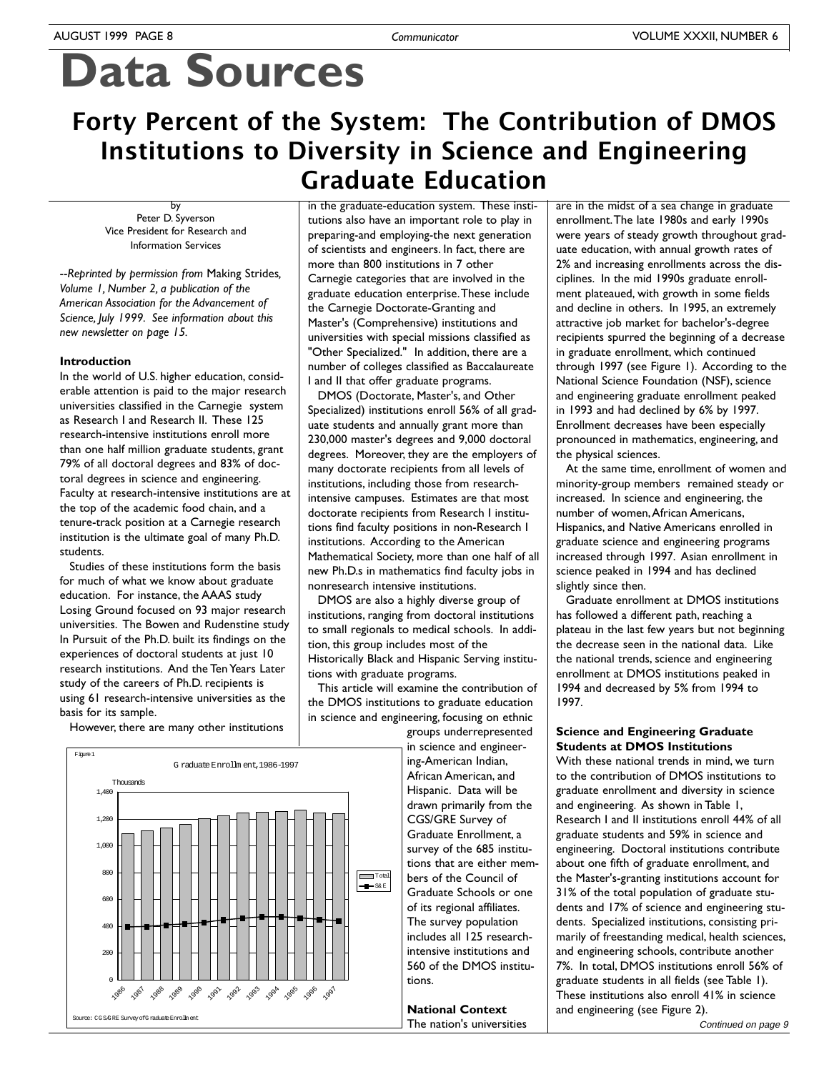# Data Sources

## Forty Percent of the System: The Contribution of DMOS Institutions to Diversity in Science and Engineering Graduate Education

by
Peter D. Syverson
Vice President for Research and Information Services

*--Reprinted by permission from* Making Strides, *Volume 1, Number 2, a publication of the American Association for the Advancement of Science, July 1999. See information about this new newsletter on page 15.*

### Introduction

In the world of U.S. higher education, considerable attention is paid to the major research universities classified in the Carnegie system as Research I and Research II. These 125 research-intensive institutions enroll more than one half million graduate students, grant 79% of all doctoral degrees and 83% of doctoral degrees in science and engineering. Faculty at research-intensive institutions are at the top of the academic food chain, and a tenure-track position at a Carnegie research institution is the ultimate goal of many Ph.D. students.

Studies of these institutions form the basis for much of what we know about graduate education. For instance, the AAAS study Losing Ground focused on 93 major research universities. The Bowen and Rudenstine study In Pursuit of the Ph.D. built its findings on the experiences of doctoral students at just 10 research institutions. And the Ten Years Later study of the careers of Ph.D. recipients is using 61 research-intensive universities as the basis for its sample.

However, there are many other institutions in the graduate-education system. These institutions also have an important role to play in preparing-and employing-the next generation of scientists and engineers. In fact, there are more than 800 institutions in 7 other Carnegie categories that are involved in the graduate education enterprise. These include the Carnegie Doctorate-Granting and Master's (Comprehensive) institutions and universities with special missions classified as "Other Specialized." In addition, there are a number of colleges classified as Baccalaureate I and II that offer graduate programs.

DMOS (Doctorate, Master's, and Other Specialized) institutions enroll 56% of all graduate students and annually grant more than 230,000 master's degrees and 9,000 doctoral degrees. Moreover, they are the employers of many doctorate recipients from all levels of institutions, including those from research-intensive campuses. Estimates are that most doctorate recipients from Research I institutions find faculty positions in non-Research I institutions. According to the American Mathematical Society, more than one half of all new Ph.D.s in mathematics find faculty jobs in nonresearch intensive institutions.

DMOS are also a highly diverse group of institutions, ranging from doctoral institutions to small regionals to medical schools. In addition, this group includes most of the Historically Black and Hispanic Serving institutions with graduate programs.

This article will examine the contribution of the DMOS institutions to graduate education in science and engineering, focusing on ethnic groups underrepresented in science and engineering-American Indian, African American, and Hispanic. Data will be drawn primarily from the CGS/GRE Survey of Graduate Enrollment, a survey of the 685 institutions that are either members of the Council of Graduate Schools or one of its regional affiliates. The survey population includes all 125 research-intensive institutions and 560 of the DMOS institutions.

Figure 1
Graduate Enrollment, 1986-1997
(Thousands; Total and S&E, 1986–1997)
Source: CGS/GRE Survey of Graduate Enrollment

### National Context

The nation's universities are in the midst of a sea change in graduate enrollment. The late 1980s and early 1990s were years of steady growth throughout graduate education, with annual growth rates of 2% and increasing enrollments across the disciplines. In the mid 1990s graduate enrollment plateaued, with growth in some fields and decline in others. In 1995, an extremely attractive job market for bachelor's-degree recipients spurred the beginning of a decrease in graduate enrollment, which continued through 1997 (see Figure 1). According to the National Science Foundation (NSF), science and engineering graduate enrollment peaked in 1993 and had declined by 6% by 1997. Enrollment decreases have been especially pronounced in mathematics, engineering, and the physical sciences.

At the same time, enrollment of women and minority-group members remained steady or increased. In science and engineering, the number of women, African Americans, Hispanics, and Native Americans enrolled in graduate science and engineering programs increased through 1997. Asian enrollment in science peaked in 1994 and has declined slightly since then.

Graduate enrollment at DMOS institutions has followed a different path, reaching a plateau in the last few years but not beginning the decrease seen in the national data. Like the national trends, science and engineering enrollment at DMOS institutions peaked in 1994 and decreased by 5% from 1994 to 1997.

### Science and Engineering Graduate Students at DMOS Institutions

With these national trends in mind, we turn to the contribution of DMOS institutions to graduate enrollment and diversity in science and engineering. As shown in Table 1, Research I and II institutions enroll 44% of all graduate students and 59% in science and engineering. Doctoral institutions contribute about one fifth of graduate enrollment, and the Master's-granting institutions account for 31% of the total population of graduate students and 17% of science and engineering students. Specialized institutions, consisting primarily of freestanding medical, health sciences, and engineering schools, contribute another 7%. In total, DMOS institutions enroll 56% of graduate students in all fields (see Table 1). These institutions also enroll 41% in science and engineering (see Figure 2).

*Continued on page 9*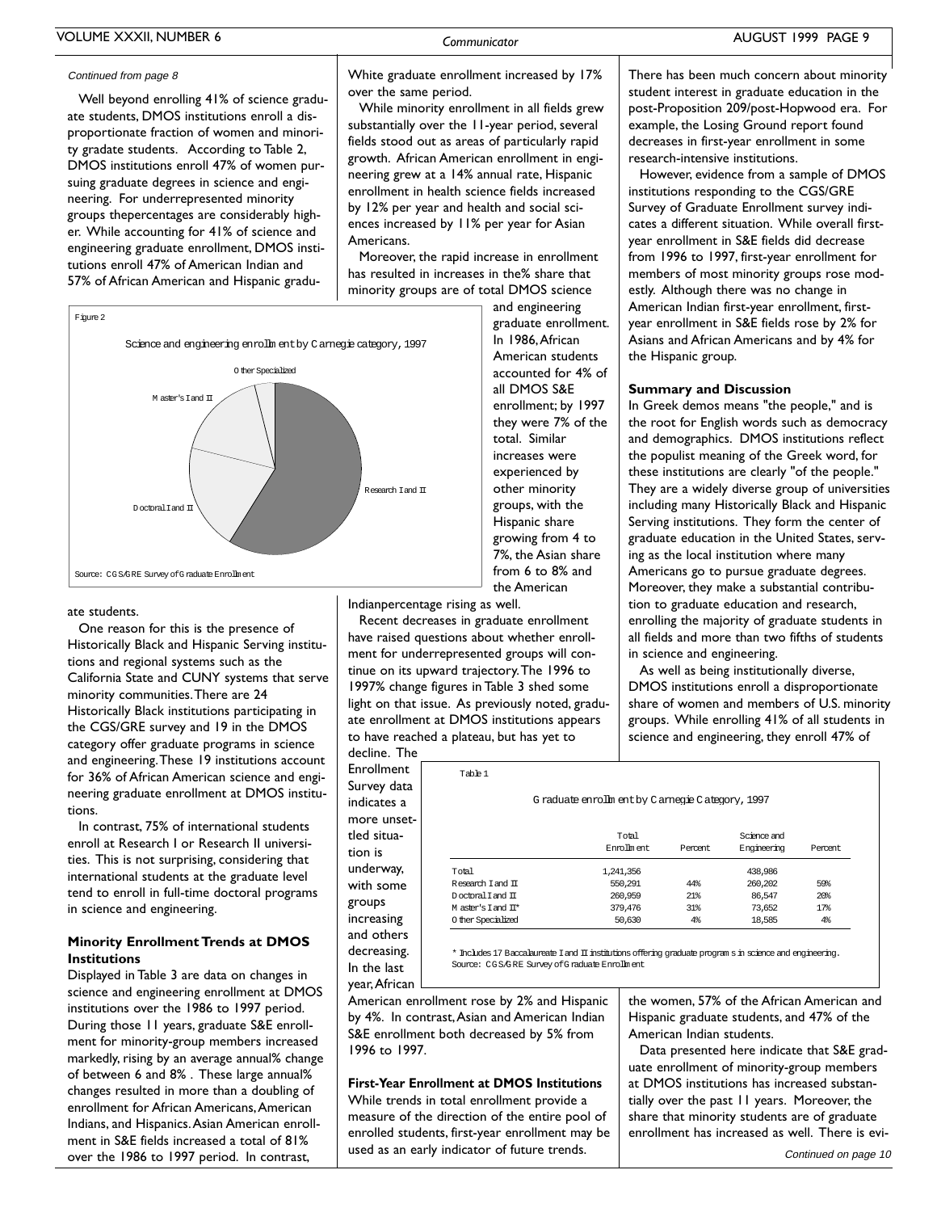*Continued from page 8*

Well beyond enrolling 41% of science graduate students, DMOS institutions enroll a disproportionate fraction of women and minority gradate students. According to Table 2, DMOS institutions enroll 47% of women pursuing graduate degrees in science and engineering. For underrepresented minority groups thepercentages are considerably higher. While accounting for 41% of science and engineering graduate enrollment, DMOS institutions enroll 47% of American Indian and 57% of African American and Hispanic graduate students.

Figure 2

Science and engineering enrollment by Carnegie category, 1997

Other Specialized, Master's I and II, Doctoral I and II, Research I and II

Source: CGS/GRE Survey of Graduate Enrollment

One reason for this is the presence of Historically Black and Hispanic Serving institutions and regional systems such as the California State and CUNY systems that serve minority communities. There are 24 Historically Black institutions participating in the CGS/GRE survey and 19 in the DMOS category offer graduate programs in science and engineering. These 19 institutions account for 36% of African American science and engineering graduate enrollment at DMOS institutions.

In contrast, 75% of international students enroll at Research I or Research II universities. This is not surprising, considering that international students at the graduate level tend to enroll in full-time doctoral programs in science and engineering.

### Minority Enrollment Trends at DMOS Institutions

Displayed in Table 3 are data on changes in science and engineering enrollment at DMOS institutions over the 1986 to 1997 period. During those 11 years, graduate S&E enrollment for minority-group members increased markedly, rising by an average annual% change of between 6 and 8% . These large annual% changes resulted in more than a doubling of enrollment for African Americans, American Indians, and Hispanics. Asian American enrollment in S&E fields increased a total of 81% over the 1986 to 1997 period. In contrast, White graduate enrollment increased by 17% over the same period.

While minority enrollment in all fields grew substantially over the 11-year period, several fields stood out as areas of particularly rapid growth. African American enrollment in engineering grew at a 14% annual rate, Hispanic enrollment in health science fields increased by 12% per year and health and social sciences increased by 11% per year for Asian Americans.

Moreover, the rapid increase in enrollment has resulted in increases in the% share that minority groups are of total DMOS science and engineering graduate enrollment. In 1986, African American students accounted for 4% of all DMOS S&E enrollment; by 1997 they were 7% of the total. Similar increases were experienced by other minority groups, with the Hispanic share growing from 4 to 7%, the Asian share from 6 to 8% and the American Indianpercentage rising as well.

Recent decreases in graduate enrollment have raised questions about whether enrollment for underrepresented groups will continue on its upward trajectory. The 1996 to 1997% change figures in Table 3 shed some light on that issue. As previously noted, graduate enrollment at DMOS institutions appears to have reached a plateau, but has yet to decline. The Enrollment Survey data indicates a more unsettled situation is underway, with some groups increasing and others decreasing. In the last year, African American enrollment rose by 2% and Hispanic by 4%. In contrast, Asian and American Indian S&E enrollment both decreased by 5% from 1996 to 1997.

### First-Year Enrollment at DMOS Institutions

While trends in total enrollment provide a measure of the direction of the entire pool of enrolled students, first-year enrollment may be used as an early indicator of future trends.

There has been much concern about minority student interest in graduate education in the post-Proposition 209/post-Hopwood era. For example, the Losing Ground report found decreases in first-year enrollment in some research-intensive institutions.

However, evidence from a sample of DMOS institutions responding to the CGS/GRE Survey of Graduate Enrollment survey indicates a different situation. While overall first-year enrollment in S&E fields did decrease from 1996 to 1997, first-year enrollment for members of most minority groups rose modestly. Although there was no change in American Indian first-year enrollment, first-year enrollment in S&E fields rose by 2% for Asians and African Americans and by 4% for the Hispanic group.

### Summary and Discussion

In Greek demos means "the people," and is the root for English words such as democracy and demographics. DMOS institutions reflect the populist meaning of the Greek word, for these institutions are clearly "of the people." They are a widely diverse group of universities including many Historically Black and Hispanic Serving institutions. They form the center of graduate education in the United States, serving as the local institution where many Americans go to pursue graduate degrees. Moreover, they make a substantial contribution to graduate education and research, enrolling the majority of graduate students in all fields and more than two fifths of students in science and engineering.

As well as being institutionally diverse, DMOS institutions enroll a disproportionate share of women and members of U.S. minority groups. While enrolling 41% of all students in science and engineering, they enroll 47% of the women, 57% of the African American and Hispanic graduate students, and 47% of the American Indian students.

Data presented here indicate that S&E graduate enrollment of minority-group members at DMOS institutions has increased substantially over the past 11 years. Moreover, the share that minority students are of graduate enrollment has increased as well. There is evi-

Table 1

Graduate enrollment by Carnegie Category, 1997

| | Total Enrollment | Percent | Science and Engineering | Percent |
|---|---|---|---|---|
| Total | 1,241,356 | | 438,986 | |
| Research I and II | 550,291 | 44% | 260,202 | 59% |
| Doctoral I and II | 260,959 | 21% | 86,547 | 20% |
| Master's I and II* | 379,476 | 31% | 73,652 | 17% |
| Other Specialized | 50,630 | 4% | 18,585 | 4% |

\* Includes 17 Baccalaureate I and II institutions offering graduate programs in science and engineering.
Source: CGS/GRE Survey of Graduate Enrollment

*Continued on page 10*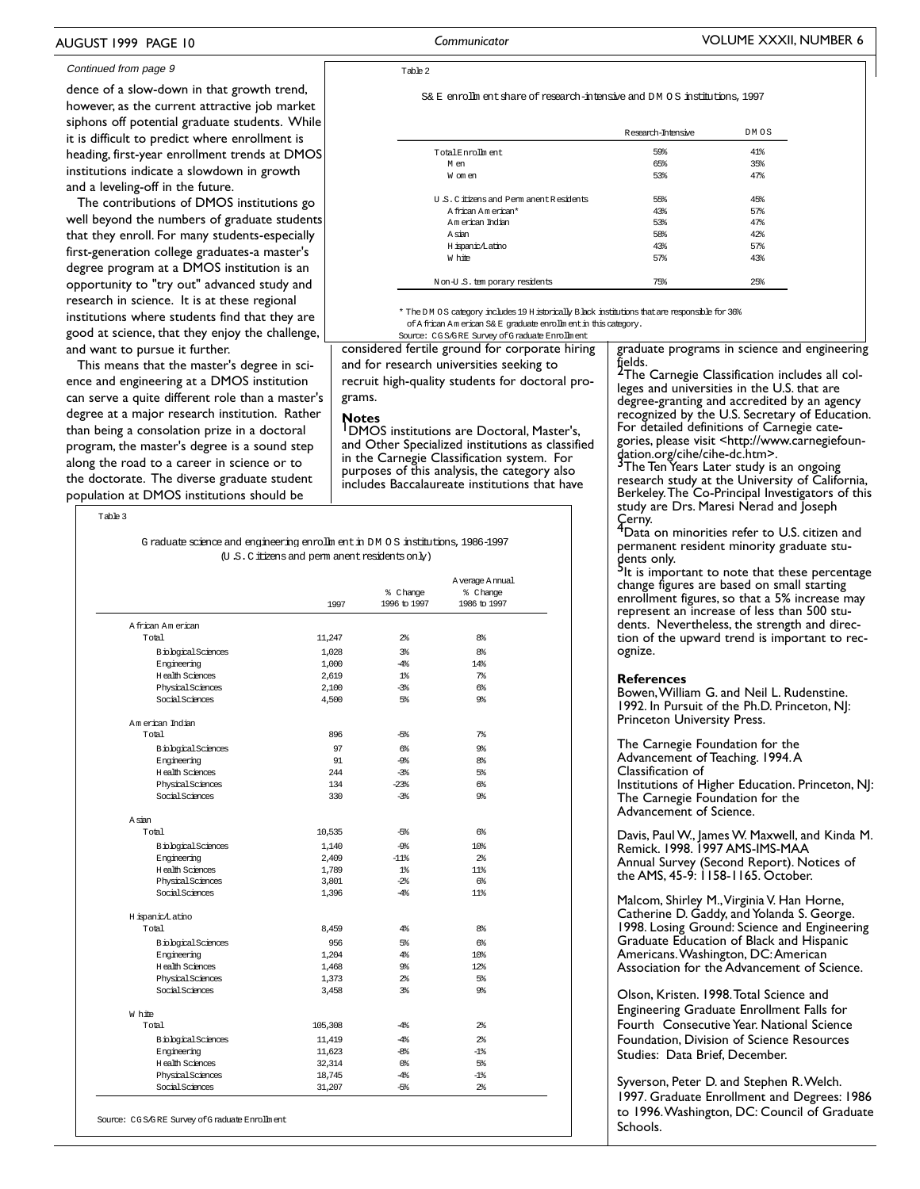*Continued from page 9*

dence of a slow-down in that growth trend, however, as the current attractive job market siphons off potential graduate students. While it is difficult to predict where enrollment is heading, first-year enrollment trends at DMOS institutions indicate a slowdown in growth and a leveling-off in the future.

The contributions of DMOS institutions go well beyond the numbers of graduate students that they enroll. For many students-especially first-generation college graduates-a master's degree program at a DMOS institution is an opportunity to "try out" advanced study and research in science. It is at these regional institutions where students find that they are good at science, that they enjoy the challenge, and want to pursue it further.

This means that the master's degree in science and engineering at a DMOS institution can serve a quite different role than a master's degree at a major research institution. Rather than being a consolation prize in a doctoral program, the master's degree is a sound step along the road to a career in science or to the doctorate. The diverse graduate student population at DMOS institutions should be considered fertile ground for corporate hiring and for research universities seeking to recruit high-quality students for doctoral programs.

Table 2

S&E enrollment share of research-intensive and DMOS institutions, 1997

| | Research-Intensive | DMOS |
|---|---|---|
| Total Enrollment | 59% | 41% |
| Men | 65% | 35% |
| Women | 53% | 47% |
| | | |
| U.S. Citizens and Permanent Residents | 55% | 45% |
| African American* | 43% | 57% |
| American Indian | 53% | 47% |
| Asian | 58% | 42% |
| Hispanic/Latino | 43% | 57% |
| White | 57% | 43% |
| | | |
| Non-U.S. temporary residents | 75% | 25% |

\* The DMOS category includes 19 Historically Black institutions that are responsible for 36% of African American S&E graduate enrollment in this category.

Source: CGS/GRE Survey of Graduate Enrollment

Table 3

Graduate science and engineering enrollment in DMOS institutions, 1986-1997
(U.S. Citizens and permanent residents only)

| | 1997 | % Change 1996 to 1997 | Average Annual % Change 1986 to 1997 |
|---|---|---|---|
| **African American** | | | |
| Total | 11,247 | 2% | 8% |
| Biological Sciences | 1,028 | 3% | 8% |
| Engineering | 1,000 | -4% | 14% |
| Health Sciences | 2,619 | 1% | 7% |
| Physical Sciences | 2,100 | -3% | 6% |
| Social Sciences | 4,500 | 5% | 9% |
| **American Indian** | | | |
| Total | 896 | -5% | 7% |
| Biological Sciences | 97 | 6% | 9% |
| Engineering | 91 | -9% | 8% |
| Health Sciences | 244 | -3% | 5% |
| Physical Sciences | 134 | -23% | 6% |
| Social Sciences | 330 | -3% | 9% |
| **Asian** | | | |
| Total | 10,535 | -5% | 6% |
| Biological Sciences | 1,140 | -9% | 10% |
| Engineering | 2,409 | -11% | 2% |
| Health Sciences | 1,789 | 1% | 11% |
| Physical Sciences | 3,801 | -2% | 6% |
| Social Sciences | 1,396 | -4% | 11% |
| **Hispanic/Latino** | | | |
| Total | 8,459 | 4% | 8% |
| Biological Sciences | 956 | 5% | 6% |
| Engineering | 1,204 | 4% | 10% |
| Health Sciences | 1,468 | 9% | 12% |
| Physical Sciences | 1,373 | 2% | 5% |
| Social Sciences | 3,458 | 3% | 9% |
| **White** | | | |
| Total | 105,308 | -4% | 2% |
| Biological Sciences | 11,419 | -4% | 2% |
| Engineering | 11,623 | -8% | -1% |
| Health Sciences | 32,314 | 0% | 5% |
| Physical Sciences | 18,745 | -4% | -1% |
| Social Sciences | 31,207 | -5% | 2% |

Source: CGS/GRE Survey of Graduate Enrollment

## Notes

[1] DMOS institutions are Doctoral, Master's, and Other Specialized institutions as classified in the Carnegie Classification system. For purposes of this analysis, the category also includes Baccalaureate institutions that have graduate programs in science and engineering fields.

[2] The Carnegie Classification includes all colleges and universities in the U.S. that are degree-granting and accredited by an agency recognized by the U.S. Secretary of Education. For detailed definitions of Carnegie categories, please visit <http://www.carnegiefoundation.org/cihe/cihe-dc.htm>.

[3] The Ten Years Later study is an ongoing research study at the University of California, Berkeley. The Co-Principal Investigators of this study are Drs. Maresi Nerad and Joseph Cerny.

[4] Data on minorities refer to U.S. citizen and permanent resident minority graduate students only.

[5] It is important to note that these percentage change figures are based on small starting enrollment figures, so that a 5% increase may represent an increase of less than 500 students. Nevertheless, the strength and direction of the upward trend is important to recognize.

## References

Bowen, William G. and Neil L. Rudenstine. 1992. In Pursuit of the Ph.D. Princeton, NJ: Princeton University Press.

The Carnegie Foundation for the Advancement of Teaching. 1994. A Classification of Institutions of Higher Education. Princeton, NJ: The Carnegie Foundation for the Advancement of Science.

Davis, Paul W., James W. Maxwell, and Kinda M. Remick. 1998. 1997 AMS-IMS-MAA Annual Survey (Second Report). Notices of the AMS, 45-9: 1158-1165. October.

Malcom, Shirley M., Virginia V. Han Horne, Catherine D. Gaddy, and Yolanda S. George. 1998. Losing Ground: Science and Engineering Graduate Education of Black and Hispanic Americans. Washington, DC: American Association for the Advancement of Science.

Olson, Kristen. 1998. Total Science and Engineering Graduate Enrollment Falls for Fourth Consecutive Year. National Science Foundation, Division of Science Resources Studies: Data Brief, December.

Syverson, Peter D. and Stephen R. Welch. 1997. Graduate Enrollment and Degrees: 1986 to 1996. Washington, DC: Council of Graduate Schools.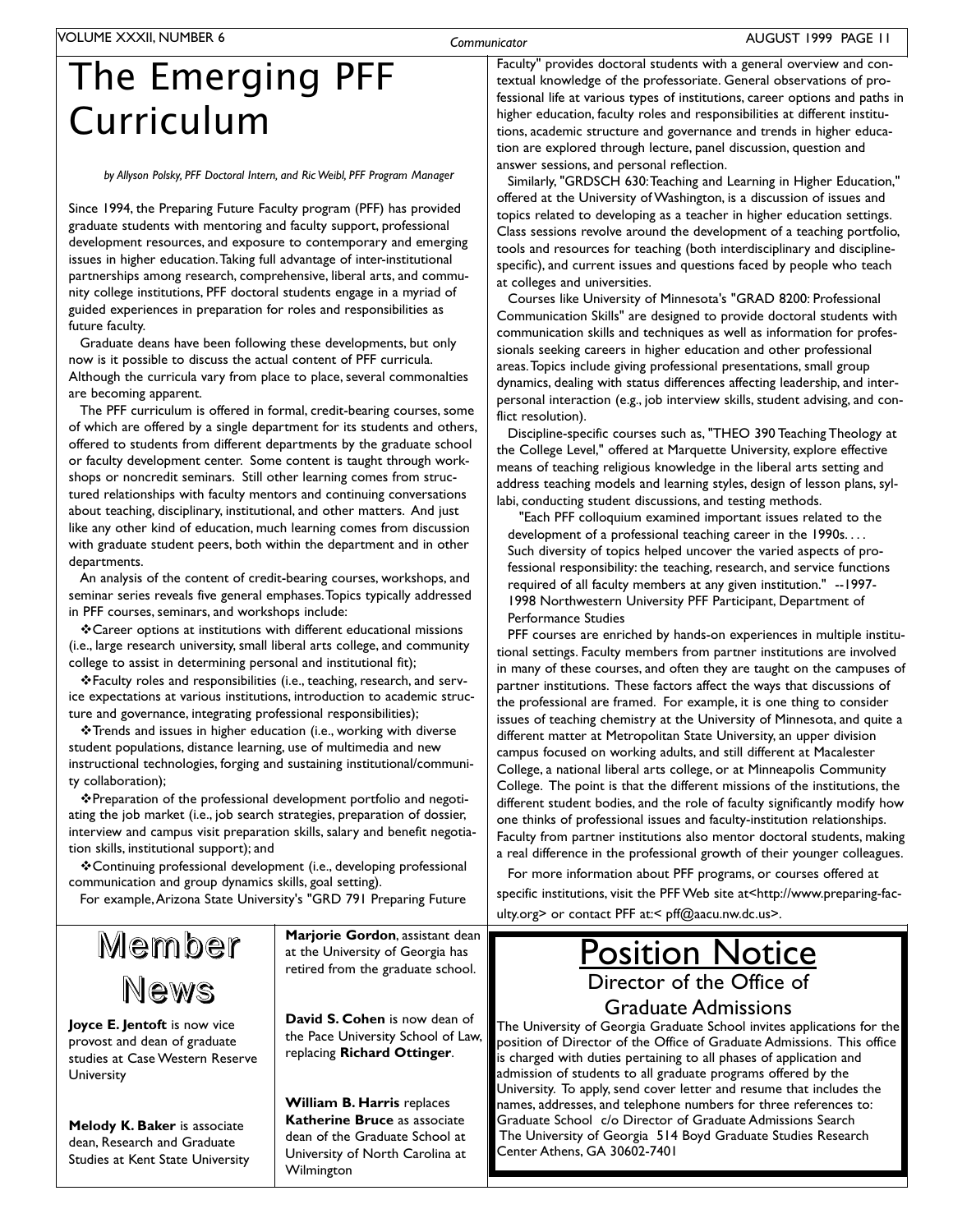# The Emerging PFF Curriculum

*by Allyson Polsky, PFF Doctoral Intern, and Ric Weibl, PFF Program Manager*

Since 1994, the Preparing Future Faculty program (PFF) has provided graduate students with mentoring and faculty support, professional development resources, and exposure to contemporary and emerging issues in higher education. Taking full advantage of inter-institutional partnerships among research, comprehensive, liberal arts, and community college institutions, PFF doctoral students engage in a myriad of guided experiences in preparation for roles and responsibilities as future faculty.

Graduate deans have been following these developments, but only now is it possible to discuss the actual content of PFF curricula. Although the curricula vary from place to place, several commonalties are becoming apparent.

The PFF curriculum is offered in formal, credit-bearing courses, some of which are offered by a single department for its students and others, offered to students from different departments by the graduate school or faculty development center. Some content is taught through workshops or noncredit seminars. Still other learning comes from structured relationships with faculty mentors and continuing conversations about teaching, disciplinary, institutional, and other matters. And just like any other kind of education, much learning comes from discussion with graduate student peers, both within the department and in other departments.

An analysis of the content of credit-bearing courses, workshops, and seminar series reveals five general emphases. Topics typically addressed in PFF courses, seminars, and workshops include:

❖Career options at institutions with different educational missions (i.e., large research university, small liberal arts college, and community college to assist in determining personal and institutional fit);

❖Faculty roles and responsibilities (i.e., teaching, research, and service expectations at various institutions, introduction to academic structure and governance, integrating professional responsibilities);

❖Trends and issues in higher education (i.e., working with diverse student populations, distance learning, use of multimedia and new instructional technologies, forging and sustaining institutional/community collaboration);

❖Preparation of the professional development portfolio and negotiating the job market (i.e., job search strategies, preparation of dossier, interview and campus visit preparation skills, salary and benefit negotiation skills, institutional support); and

❖Continuing professional development (i.e., developing professional communication and group dynamics skills, goal setting).

For example, Arizona State University's "GRD 791 Preparing Future Faculty" provides doctoral students with a general overview and contextual knowledge of the professoriate. General observations of professional life at various types of institutions, career options and paths in higher education, faculty roles and responsibilities at different institutions, academic structure and governance and trends in higher education are explored through lecture, panel discussion, question and answer sessions, and personal reflection.

Similarly, "GRDSCH 630: Teaching and Learning in Higher Education," offered at the University of Washington, is a discussion of issues and topics related to developing as a teacher in higher education settings. Class sessions revolve around the development of a teaching portfolio, tools and resources for teaching (both interdisciplinary and discipline-specific), and current issues and questions faced by people who teach at colleges and universities.

Courses like University of Minnesota's "GRAD 8200: Professional Communication Skills" are designed to provide doctoral students with communication skills and techniques as well as information for professionals seeking careers in higher education and other professional areas. Topics include giving professional presentations, small group dynamics, dealing with status differences affecting leadership, and interpersonal interaction (e.g., job interview skills, student advising, and conflict resolution).

Discipline-specific courses such as, "THEO 390 Teaching Theology at the College Level," offered at Marquette University, explore effective means of teaching religious knowledge in the liberal arts setting and address teaching models and learning styles, design of lesson plans, syllabi, conducting student discussions, and testing methods.

> "Each PFF colloquium examined important issues related to the development of a professional teaching career in the 1990s. . . . Such diversity of topics helped uncover the varied aspects of professional responsibility: the teaching, research, and service functions required of all faculty members at any given institution." --1997-1998 Northwestern University PFF Participant, Department of Performance Studies

PFF courses are enriched by hands-on experiences in multiple institutional settings. Faculty members from partner institutions are involved in many of these courses, and often they are taught on the campuses of partner institutions. These factors affect the ways that discussions of the professional are framed. For example, it is one thing to consider issues of teaching chemistry at the University of Minnesota, and quite a different matter at Metropolitan State University, an upper division campus focused on working adults, and still different at Macalester College, a national liberal arts college, or at Minneapolis Community College. The point is that the different missions of the institutions, the different student bodies, and the role of faculty significantly modify how one thinks of professional issues and faculty-institution relationships. Faculty from partner institutions also mentor doctoral students, making a real difference in the professional growth of their younger colleagues.

For more information about PFF programs, or courses offered at specific institutions, visit the PFF Web site at<http://www.preparing-faculty.org> or contact PFF at:< pff@aacu.nw.dc.us>.

# Member News

**Joyce E. Jentoft** is now vice provost and dean of graduate studies at Case Western Reserve University

**Melody K. Baker** is associate dean, Research and Graduate Studies at Kent State University

**Marjorie Gordon**, assistant dean at the University of Georgia has retired from the graduate school.

**David S. Cohen** is now dean of the Pace University School of Law, replacing **Richard Ottinger**.

**William B. Harris** replaces **Katherine Bruce** as associate dean of the Graduate School at University of North Carolina at Wilmington

# Position Notice

## Director of the Office of Graduate Admissions

The University of Georgia Graduate School invites applications for the position of Director of the Office of Graduate Admissions. This office is charged with duties pertaining to all phases of application and admission of students to all graduate programs offered by the University. To apply, send cover letter and resume that includes the names, addresses, and telephone numbers for three references to: Graduate School c/o Director of Graduate Admissions Search The University of Georgia 514 Boyd Graduate Studies Research Center Athens, GA 30602-7401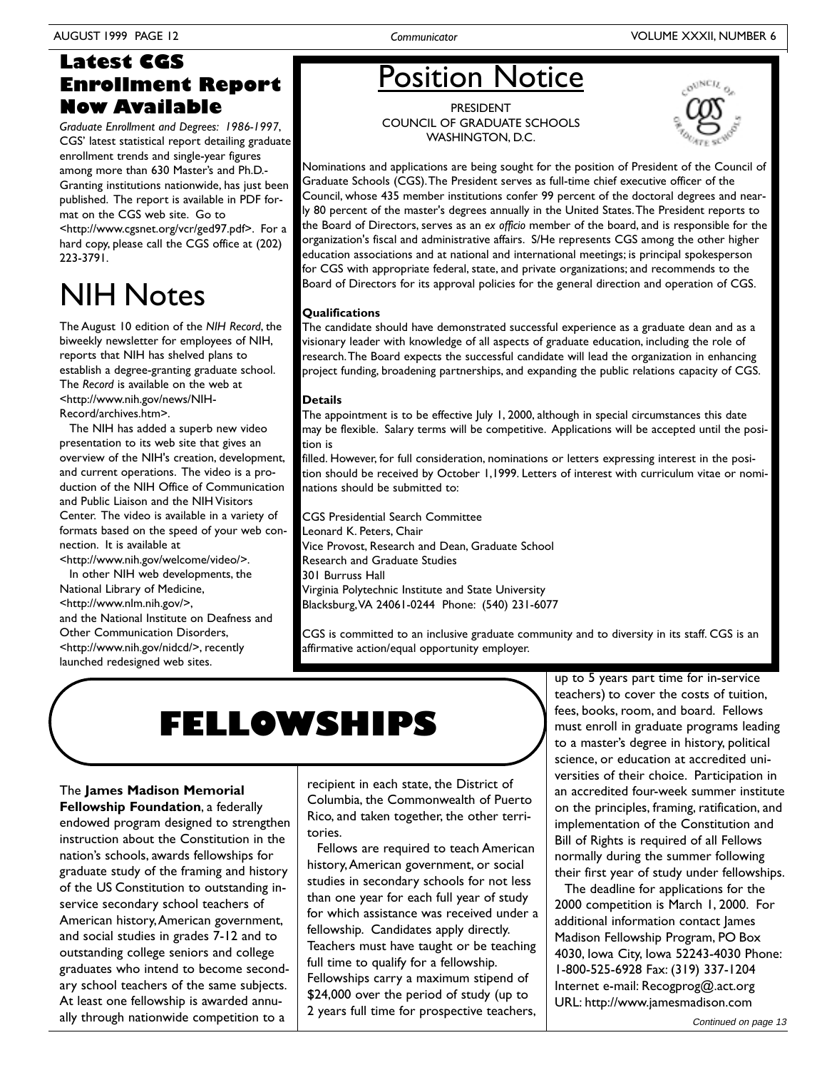## Latest CGS Enrollment Report Now Available

*Graduate Enrollment and Degrees: 1986-1997*, CGS' latest statistical report detailing graduate enrollment trends and single-year figures among more than 630 Master's and Ph.D.-Granting institutions nationwide, has just been published. The report is available in PDF format on the CGS web site. Go to <http://www.cgsnet.org/vcr/ged97.pdf>. For a hard copy, please call the CGS office at (202) 223-3791.

# NIH Notes

The August 10 edition of the *NIH Record*, the biweekly newsletter for employees of NIH, reports that NIH has shelved plans to establish a degree-granting graduate school. The *Record* is available on the web at <http://www.nih.gov/news/NIH-Record/archives.htm>.

The NIH has added a superb new video presentation to its web site that gives an overview of the NIH's creation, development, and current operations. The video is a production of the NIH Office of Communication and Public Liaison and the NIH Visitors Center. The video is available in a variety of formats based on the speed of your web connection. It is available at <http://www.nih.gov/welcome/video/>.

In other NIH web developments, the National Library of Medicine, <http://www.nlm.nih.gov/>, and the National Institute on Deafness and Other Communication Disorders, <http://www.nih.gov/nidcd/>, recently launched redesigned web sites.

# Position Notice

PRESIDENT
COUNCIL OF GRADUATE SCHOOLS
WASHINGTON, D.C.

Nominations and applications are being sought for the position of President of the Council of Graduate Schools (CGS). The President serves as full-time chief executive officer of the Council, whose 435 member institutions confer 99 percent of the doctoral degrees and nearly 80 percent of the master's degrees annually in the United States. The President reports to the Board of Directors, serves as an *ex officio* member of the board, and is responsible for the organization's fiscal and administrative affairs. S/He represents CGS among the other higher education associations and at national and international meetings; is principal spokesperson for CGS with appropriate federal, state, and private organizations; and recommends to the Board of Directors for its approval policies for the general direction and operation of CGS.

**Qualifications**

The candidate should have demonstrated successful experience as a graduate dean and as a visionary leader with knowledge of all aspects of graduate education, including the role of research. The Board expects the successful candidate will lead the organization in enhancing project funding, broadening partnerships, and expanding the public relations capacity of CGS.

**Details**

The appointment is to be effective July 1, 2000, although in special circumstances this date may be flexible. Salary terms will be competitive. Applications will be accepted until the position is filled. However, for full consideration, nominations or letters expressing interest in the position should be received by October 1,1999. Letters of interest with curriculum vitae or nominations should be submitted to:

CGS Presidential Search Committee
Leonard K. Peters, Chair
Vice Provost, Research and Dean, Graduate School
Research and Graduate Studies
301 Burruss Hall
Virginia Polytechnic Institute and State University
Blacksburg, VA 24061-0244 Phone: (540) 231-6077

CGS is committed to an inclusive graduate community and to diversity in its staff. CGS is an affirmative action/equal opportunity employer.

# FELLOWSHIPS

The **James Madison Memorial Fellowship Foundation**, a federally endowed program designed to strengthen instruction about the Constitution in the nation's schools, awards fellowships for graduate study of the framing and history of the US Constitution to outstanding in-service secondary school teachers of American history, American government, and social studies in grades 7-12 and to outstanding college seniors and college graduates who intend to become secondary school teachers of the same subjects. At least one fellowship is awarded annually through nationwide competition to a recipient in each state, the District of Columbia, the Commonwealth of Puerto Rico, and taken together, the other territories.

Fellows are required to teach American history, American government, or social studies in secondary schools for not less than one year for each full year of study for which assistance was received under a fellowship. Candidates apply directly. Teachers must have taught or be teaching full time to qualify for a fellowship. Fellowships carry a maximum stipend of $24,000 over the period of study (up to 2 years full time for prospective teachers, up to 5 years part time for in-service teachers) to cover the costs of tuition, fees, books, room, and board. Fellows must enroll in graduate programs leading to a master's degree in history, political science, or education at accredited universities of their choice. Participation in an accredited four-week summer institute on the principles, framing, ratification, and implementation of the Constitution and Bill of Rights is required of all Fellows normally during the summer following their first year of study under fellowships.

The deadline for applications for the 2000 competition is March 1, 2000. For additional information contact James Madison Fellowship Program, PO Box 4030, Iowa City, Iowa 52243-4030 Phone: 1-800-525-6928 Fax: (319) 337-1204 Internet e-mail: Recogprog@.act.org URL: http://www.jamesmadison.com

*Continued on page 13*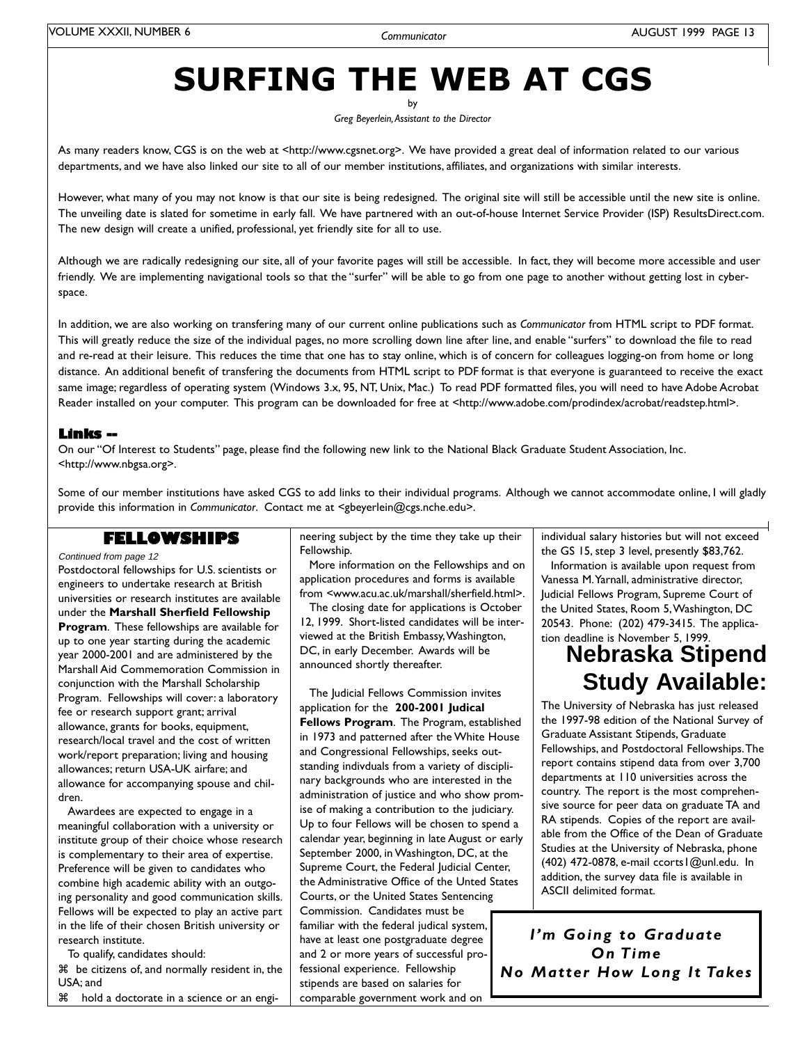# SURFING THE WEB AT CGS

by

*Greg Beyerlein, Assistant to the Director*

As many readers know, CGS is on the web at <http://www.cgsnet.org>. We have provided a great deal of information related to our various departments, and we have also linked our site to all of our member institutions, affiliates, and organizations with similar interests.

However, what many of you may not know is that our site is being redesigned. The original site will still be accessible until the new site is online. The unveiling date is slated for sometime in early fall. We have partnered with an out-of-house Internet Service Provider (ISP) ResultsDirect.com. The new design will create a unified, professional, yet friendly site for all to use.

Although we are radically redesigning our site, all of your favorite pages will still be accessible. In fact, they will become more accessible and user friendly. We are implementing navigational tools so that the "surfer" will be able to go from one page to another without getting lost in cyber-space.

In addition, we are also working on transfering many of our current online publications such as *Communicator* from HTML script to PDF format. This will greatly reduce the size of the individual pages, no more scrolling down line after line, and enable "surfers" to download the file to read and re-read at their leisure. This reduces the time that one has to stay online, which is of concern for colleagues logging-on from home or long distance. An additional benefit of transfering the documents from HTML script to PDF format is that everyone is guaranteed to receive the exact same image; regardless of operating system (Windows 3.x, 95, NT, Unix, Mac.) To read PDF formatted files, you will need to have Adobe Acrobat Reader installed on your computer. This program can be downloaded for free at <http://www.adobe.com/prodindex/acrobat/readstep.html>.

### Links --

On our "Of Interest to Students" page, please find the following new link to the National Black Graduate Student Association, Inc. <http://www.nbgsa.org>.

Some of our member institutions have asked CGS to add links to their individual programs. Although we cannot accommodate online, I will gladly provide this information in *Communicator*. Contact me at <gbeyerlein@cgs.nche.edu>.

## FELLOWSHIPS

*Continued from page 12*

Postdoctoral fellowships for U.S. scientists or engineers to undertake research at British universities or research institutes are available under the **Marshall Sherfield Fellowship Program**. These fellowships are available for up to one year starting during the academic year 2000-2001 and are administered by the Marshall Aid Commemoration Commission in conjunction with the Marshall Scholarship Program. Fellowships will cover: a laboratory fee or research support grant; arrival allowance, grants for books, equipment, research/local travel and the cost of written work/report preparation; living and housing allowances; return USA-UK airfare; and allowance for accompanying spouse and children.

Awardees are expected to engage in a meaningful collaboration with a university or institute group of their choice whose research is complementary to their area of expertise. Preference will be given to candidates who combine high academic ability with an outgoing personality and good communication skills. Fellows will be expected to play an active part in the life of their chosen British university or research institute.

To qualify, candidates should:

⌘ be citizens of, and normally resident in, the USA; and

⌘ hold a doctorate in a science or an engineering subject by the time they take up their Fellowship.

More information on the Fellowships and on application procedures and forms is available from <www.acu.ac.uk/marshall/sherfield.html>.

The closing date for applications is October 12, 1999. Short-listed candidates will be interviewed at the British Embassy, Washington, DC, in early December. Awards will be announced shortly thereafter.

The Judicial Fellows Commission invites application for the **200-2001 Judical Fellows Program**. The Program, established in 1973 and patterned after the White House and Congressional Fellowships, seeks outstanding indivduals from a variety of disciplinary backgrounds who are interested in the administration of justice and who show promise of making a contribution to the judiciary. Up to four Fellows will be chosen to spend a calendar year, beginning in late August or early September 2000, in Washington, DC, at the Supreme Court, the Federal Judicial Center, the Administrative Office of the Unted States Courts, or the United States Sentencing Commission. Candidates must be familiar with the federal judical system, have at least one postgraduate degree and 2 or more years of successful professional experience. Fellowship stipends are based on salaries for comparable government work and on individual salary histories but will not exceed the GS 15, step 3 level, presently $83,762.

Information is available upon request from Vanessa M. Yarnall, administrative director, Judicial Fellows Program, Supreme Court of the United States, Room 5, Washington, DC 20543. Phone: (202) 479-3415. The application deadline is November 5, 1999.

## Nebraska Stipend Study Available:

The University of Nebraska has just released the 1997-98 edition of the National Survey of Graduate Assistant Stipends, Graduate Fellowships, and Postdoctoral Fellowships. The report contains stipend data from over 3,700 departments at 110 universities across the country. The report is the most comprehensive source for peer data on graduate TA and RA stipends. Copies of the report are available from the Office of the Dean of Graduate Studies at the University of Nebraska, phone (402) 472-0878, e-mail ccorts1@unl.edu. In addition, the survey data file is available in ASCII delimited format.

***I'm Going to Graduate On Time No Matter How Long It Takes***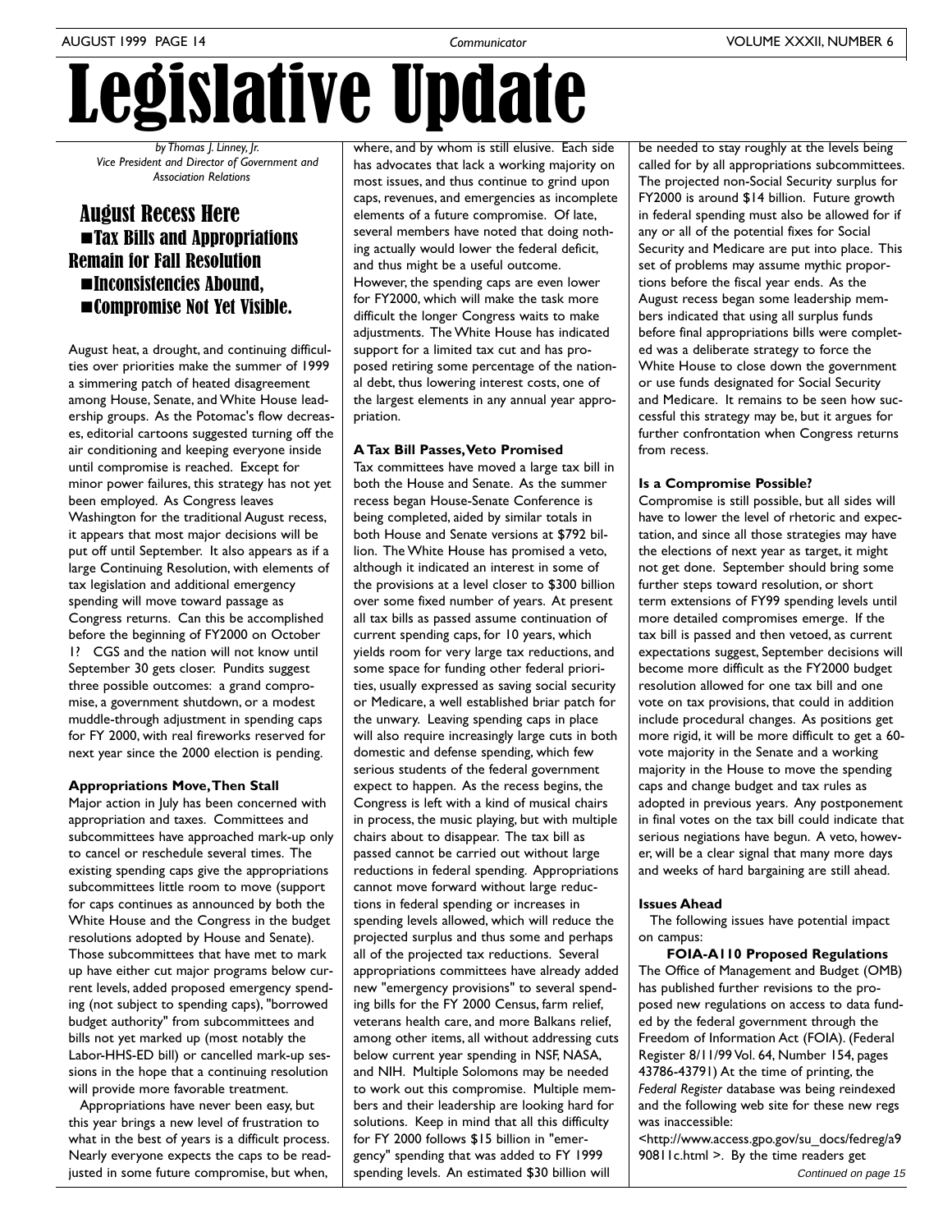# Legislative Update

*by Thomas J. Linney, Jr.*
*Vice President and Director of Government and Association Relations*

## August Recess Here
## ■Tax Bills and Appropriations Remain for Fall Resolution
## ■Inconsistencies Abound,
## ■Compromise Not Yet Visible.

August heat, a drought, and continuing difficulties over priorities make the summer of 1999 a simmering patch of heated disagreement among House, Senate, and White House leadership groups. As the Potomac's flow decreases, editorial cartoons suggested turning off the air conditioning and keeping everyone inside until compromise is reached. Except for minor power failures, this strategy has not yet been employed. As Congress leaves Washington for the traditional August recess, it appears that most major decisions will be put off until September. It also appears as if a large Continuing Resolution, with elements of tax legislation and additional emergency spending will move toward passage as Congress returns. Can this be accomplished before the beginning of FY2000 on October 1? CGS and the nation will not know until September 30 gets closer. Pundits suggest three possible outcomes: a grand compromise, a government shutdown, or a modest muddle-through adjustment in spending caps for FY 2000, with real fireworks reserved for next year since the 2000 election is pending.

**Appropriations Move, Then Stall**

Major action in July has been concerned with appropriation and taxes. Committees and subcommittees have approached mark-up only to cancel or reschedule several times. The existing spending caps give the appropriations subcommittees little room to move (support for caps continues as announced by both the White House and the Congress in the budget resolutions adopted by House and Senate). Those subcommittees that have met to mark up have either cut major programs below current levels, added proposed emergency spending (not subject to spending caps), "borrowed budget authority" from subcommittees and bills not yet marked up (most notably the Labor-HHS-ED bill) or cancelled mark-up sessions in the hope that a continuing resolution will provide more favorable treatment.

Appropriations have never been easy, but this year brings a new level of frustration to what in the best of years is a difficult process. Nearly everyone expects the caps to be readjusted in some future compromise, but when, where, and by whom is still elusive. Each side has advocates that lack a working majority on most issues, and thus continue to grind upon caps, revenues, and emergencies as incomplete elements of a future compromise. Of late, several members have noted that doing nothing actually would lower the federal deficit, and thus might be a useful outcome. However, the spending caps are even lower for FY2000, which will make the task more difficult the longer Congress waits to make adjustments. The White House has indicated support for a limited tax cut and has proposed retiring some percentage of the national debt, thus lowering interest costs, one of the largest elements in any annual year appropriation.

**A Tax Bill Passes, Veto Promised**

Tax committees have moved a large tax bill in both the House and Senate. As the summer recess began House-Senate Conference is being completed, aided by similar totals in both House and Senate versions at $792 billion. The White House has promised a veto, although it indicated an interest in some of the provisions at a level closer to $300 billion over some fixed number of years. At present all tax bills as passed assume continuation of current spending caps, for 10 years, which yields room for very large tax reductions, and some space for funding other federal priorities, usually expressed as saving social security or Medicare, a well established briar patch for the unwary. Leaving spending caps in place will also require increasingly large cuts in both domestic and defense spending, which few serious students of the federal government expect to happen. As the recess begins, the Congress is left with a kind of musical chairs in process, the music playing, but with multiple chairs about to disappear. The tax bill as passed cannot be carried out without large reductions in federal spending. Appropriations cannot move forward without large reductions in federal spending or increases in spending levels allowed, which will reduce the projected surplus and thus some and perhaps all of the projected tax reductions. Several appropriations committees have already added new "emergency provisions" to several spending bills for the FY 2000 Census, farm relief, veterans health care, and more Balkans relief, among other items, all without addressing cuts below current year spending in NSF, NASA, and NIH. Multiple Solomons may be needed to work out this compromise. Multiple members and their leadership are looking hard for solutions. Keep in mind that all this difficulty for FY 2000 follows $15 billion in "emergency" spending that was added to FY 1999 spending levels. An estimated $30 billion will be needed to stay roughly at the levels being called for by all appropriations subcommittees. The projected non-Social Security surplus for FY2000 is around $14 billion. Future growth in federal spending must also be allowed for if any or all of the potential fixes for Social Security and Medicare are put into place. This set of problems may assume mythic proportions before the fiscal year ends. As the August recess began some leadership members indicated that using all surplus funds before final appropriations bills were completed was a deliberate strategy to force the White House to close down the government or use funds designated for Social Security and Medicare. It remains to be seen how successful this strategy may be, but it argues for further confrontation when Congress returns from recess.

**Is a Compromise Possible?**

Compromise is still possible, but all sides will have to lower the level of rhetoric and expectation, and since all those strategies may have the elections of next year as target, it might not get done. September should bring some further steps toward resolution, or short term extensions of FY99 spending levels until more detailed compromises emerge. If the tax bill is passed and then vetoed, as current expectations suggest, September decisions will become more difficult as the FY2000 budget resolution allowed for one tax bill and one vote on tax provisions, that could in addition include procedural changes. As positions get more rigid, it will be more difficult to get a 60-vote majority in the Senate and a working majority in the House to move the spending caps and change budget and tax rules as adopted in previous years. Any postponement in final votes on the tax bill could indicate that serious negiations have begun. A veto, however, will be a clear signal that many more days and weeks of hard bargaining are still ahead.

**Issues Ahead**

The following issues have potential impact on campus:

**FOIA-A110 Proposed Regulations**

The Office of Management and Budget (OMB) has published further revisions to the proposed new regulations on access to data funded by the federal government through the Freedom of Information Act (FOIA). (Federal Register 8/11/99 Vol. 64, Number 154, pages 43786-43791) At the time of printing, the *Federal Register* database was being reindexed and the following web site for these new regs was inaccessible: <http://www.access.gpo.gov/su_docs/fedreg/a990811c.html >. By the time readers get

*Continued on page 15*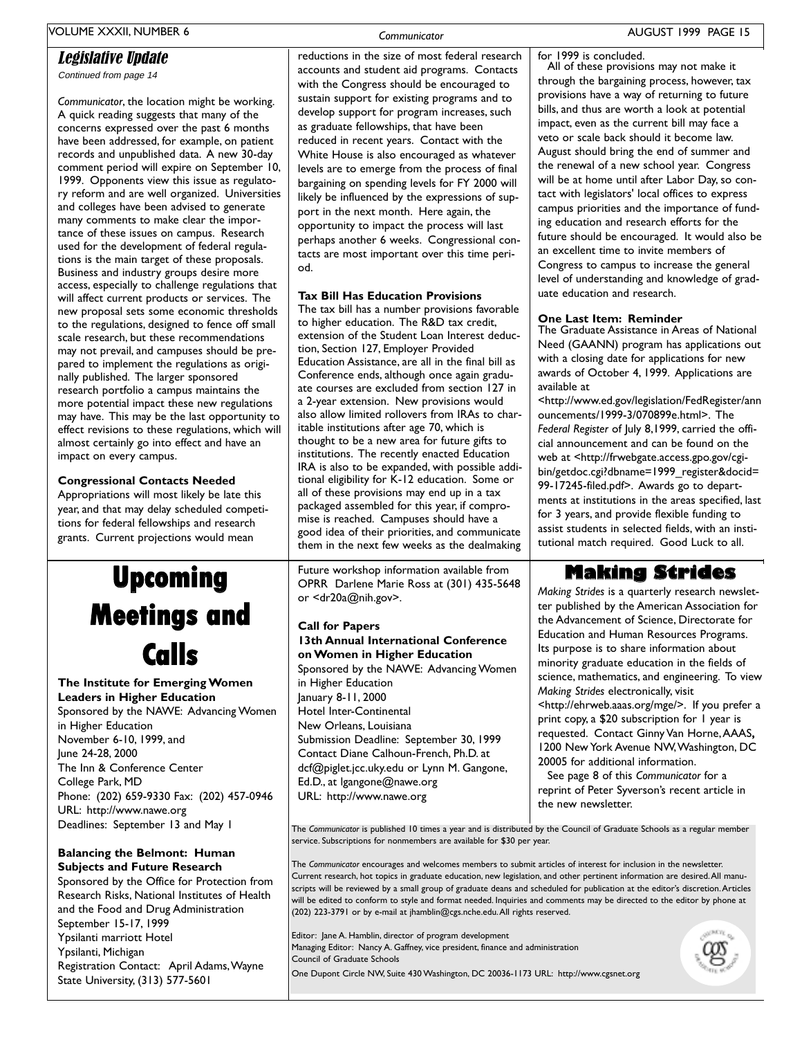## *Legislative Update*

*Continued from page 14*

*Communicator*, the location might be working. A quick reading suggests that many of the concerns expressed over the past 6 months have been addressed, for example, on patient records and unpublished data. A new 30-day comment period will expire on September 10, 1999. Opponents view this issue as regulatory reform and are well organized. Universities and colleges have been advised to generate many comments to make clear the importance of these issues on campus. Research used for the development of federal regulations is the main target of these proposals. Business and industry groups desire more access, especially to challenge regulations that will affect current products or services. The new proposal sets some economic thresholds to the regulations, designed to fence off small scale research, but these recommendations may not prevail, and campuses should be prepared to implement the regulations as originally published. The larger sponsored research portfolio a campus maintains the more potential impact these new regulations may have. This may be the last opportunity to effect revisions to these regulations, which will almost certainly go into effect and have an impact on every campus.

**Congressional Contacts Needed**

Appropriations will most likely be late this year, and that may delay scheduled competitions for federal fellowships and research grants. Current projections would mean reductions in the size of most federal research accounts and student aid programs. Contacts with the Congress should be encouraged to sustain support for existing programs and to develop support for program increases, such as graduate fellowships, that have been reduced in recent years. Contact with the White House is also encouraged as whatever levels are to emerge from the process of final bargaining on spending levels for FY 2000 will likely be influenced by the expressions of support in the next month. Here again, the opportunity to impact the process will last perhaps another 6 weeks. Congressional contacts are most important over this time period.

**Tax Bill Has Education Provisions**

The tax bill has a number provisions favorable to higher education. The R&D tax credit, extension of the Student Loan Interest deduction, Section 127, Employer Provided Education Assistance, are all in the final bill as Conference ends, although once again graduate courses are excluded from section 127 in a 2-year extension. New provisions would also allow limited rollovers from IRAs to charitable institutions after age 70, which is thought to be a new area for future gifts to institutions. The recently enacted Education IRA is also to be expanded, with possible additional eligibility for K-12 education. Some or all of these provisions may end up in a tax packaged assembled for this year, if compromise is reached. Campuses should have a good idea of their priorities, and communicate them in the next few weeks as the dealmaking for 1999 is concluded.

All of these provisions may not make it through the bargaining process, however, tax provisions have a way of returning to future bills, and thus are worth a look at potential impact, even as the current bill may face a veto or scale back should it become law. August should bring the end of summer and the renewal of a new school year. Congress will be at home until after Labor Day, so contact with legislators' local offices to express campus priorities and the importance of funding education and research efforts for the future should be encouraged. It would also be an excellent time to invite members of Congress to campus to increase the general level of understanding and knowledge of graduate education and research.

**One Last Item: Reminder**

The Graduate Assistance in Areas of National Need (GAANN) program has applications out with a closing date for applications for new awards of October 4, 1999. Applications are available at <http://www.ed.gov/legislation/FedRegister/announcements/1999-3/070899e.html>. The *Federal Register* of July 8,1999, carried the official announcement and can be found on the web at <http://frwebgate.access.gpo.gov/cgi-bin/getdoc.cgi?dbname=1999_register&docid=99-17245-filed.pdf>. Awards go to departments at institutions in the areas specified, last for 3 years, and provide flexible funding to assist students in selected fields, with an institutional match required. Good Luck to all.

# Upcoming Meetings and Calls

**The Institute for Emerging Women Leaders in Higher Education**
Sponsored by the NAWE: Advancing Women in Higher Education
November 6-10, 1999, and
June 24-28, 2000
The Inn & Conference Center
College Park, MD
Phone: (202) 659-9330 Fax: (202) 457-0946
URL: http://www.nawe.org
Deadlines: September 13 and May 1

**Balancing the Belmont: Human Subjects and Future Research**
Sponsored by the Office for Protection from Research Risks, National Institutes of Health and the Food and Drug Administration
September 15-17, 1999
Ypsilanti marriott Hotel
Ypsilanti, Michigan
Registration Contact: April Adams, Wayne State University, (313) 577-5601
Future workshop information available from OPRR Darlene Marie Ross at (301) 435-5648 or <dr20a@nih.gov>.

**Call for Papers**
**13th Annual International Conference on Women in Higher Education**
Sponsored by the NAWE: Advancing Women in Higher Education
January 8-11, 2000
Hotel Inter-Continental
New Orleans, Louisiana
Submission Deadline: September 30, 1999
Contact Diane Calhoun-French, Ph.D. at dcf@piglet.jcc.uky.edu or Lynn M. Gangone, Ed.D., at lgangone@nawe.org
URL: http://www.nawe.org

# Making Strides

*Making Strides* is a quarterly research newsletter published by the American Association for the Advancement of Science, Directorate for Education and Human Resources Programs. Its purpose is to share information about minority graduate education in the fields of science, mathematics, and engineering. To view *Making Strides* electronically, visit <http://ehrweb.aaas.org/mge/>. If you prefer a print copy, a $20 subscription for 1 year is requested. Contact Ginny Van Horne, AAAS, 1200 New York Avenue NW, Washington, DC 20005 for additional information.

See page 8 of this *Communicator* for a reprint of Peter Syverson's recent article in the new newsletter.

The *Communicator* is published 10 times a year and is distributed by the Council of Graduate Schools as a regular member service. Subscriptions for nonmembers are available for $30 per year.

The *Communicator* encourages and welcomes members to submit articles of interest for inclusion in the newsletter. Current research, hot topics in graduate education, new legislation, and other pertinent information are desired. All manuscripts will be reviewed by a small group of graduate deans and scheduled for publication at the editor's discretion. Articles will be edited to conform to style and format needed. Inquiries and comments may be directed to the editor by phone at (202) 223-3791 or by e-mail at jhamblin@cgs.nche.edu. All rights reserved.

Editor: Jane A. Hamblin, director of program development
Managing Editor: Nancy A. Gaffney, vice president, finance and administration
Council of Graduate Schools
One Dupont Circle NW, Suite 430 Washington, DC 20036-1173 URL: http://www.cgsnet.org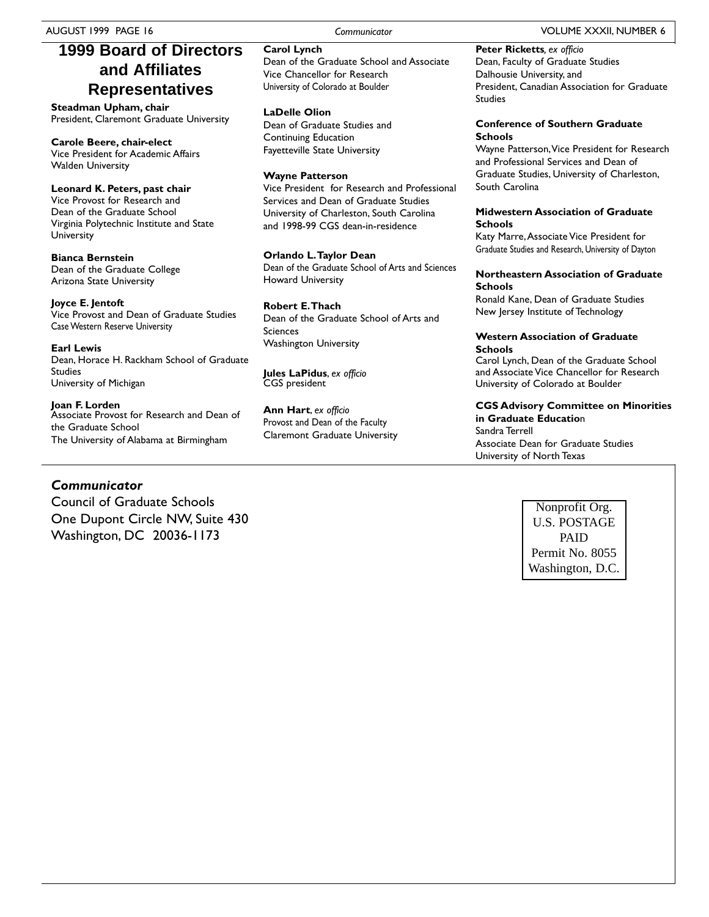# 1999 Board of Directors and Affiliates Representatives

**Steadman Upham, chair**
President, Claremont Graduate University

**Carole Beere, chair-elect**
Vice President for Academic Affairs
Walden University

**Leonard K. Peters, past chair**
Vice Provost for Research and
Dean of the Graduate School
Virginia Polytechnic Institute and State University

**Bianca Bernstein**
Dean of the Graduate College
Arizona State University

**Joyce E. Jentoft**
Vice Provost and Dean of Graduate Studies
Case Western Reserve University

**Earl Lewis**
Dean, Horace H. Rackham School of Graduate Studies
University of Michigan

**Joan F. Lorden**
Associate Provost for Research and Dean of the Graduate School
The University of Alabama at Birmingham

**Carol Lynch**
Dean of the Graduate School and Associate Vice Chancellor for Research
University of Colorado at Boulder

**LaDelle Olion**
Dean of Graduate Studies and Continuing Education
Fayetteville State University

**Wayne Patterson**
Vice President for Research and Professional Services and Dean of Graduate Studies
University of Charleston, South Carolina
and 1998-99 CGS dean-in-residence

**Orlando L. Taylor Dean**
Dean of the Graduate School of Arts and Sciences
Howard University

**Robert E. Thach**
Dean of the Graduate School of Arts and Sciences
Washington University

**Jules LaPidus**, *ex officio*
CGS president

**Ann Hart**, *ex officio*
Provost and Dean of the Faculty
Claremont Graduate University

**Peter Ricketts**, *ex officio*
Dean, Faculty of Graduate Studies
Dalhousie University, and
President, Canadian Association for Graduate Studies

**Conference of Southern Graduate Schools**
Wayne Patterson, Vice President for Research and Professional Services and Dean of Graduate Studies, University of Charleston, South Carolina

**Midwestern Association of Graduate Schools**
Katy Marre, Associate Vice President for Graduate Studies and Research, University of Dayton

**Northeastern Association of Graduate Schools**
Ronald Kane, Dean of Graduate Studies
New Jersey Institute of Technology

**Western Association of Graduate Schools**
Carol Lynch, Dean of the Graduate School and Associate Vice Chancellor for Research
University of Colorado at Boulder

**CGS Advisory Committee on Minorities in Graduate Education**
Sandra Terrell
Associate Dean for Graduate Studies
University of North Texas

***Communicator***
Council of Graduate Schools
One Dupont Circle NW, Suite 430
Washington, DC 20036-1173

Nonprofit Org.
U.S. POSTAGE
PAID
Permit No. 8055
Washington, D.C.